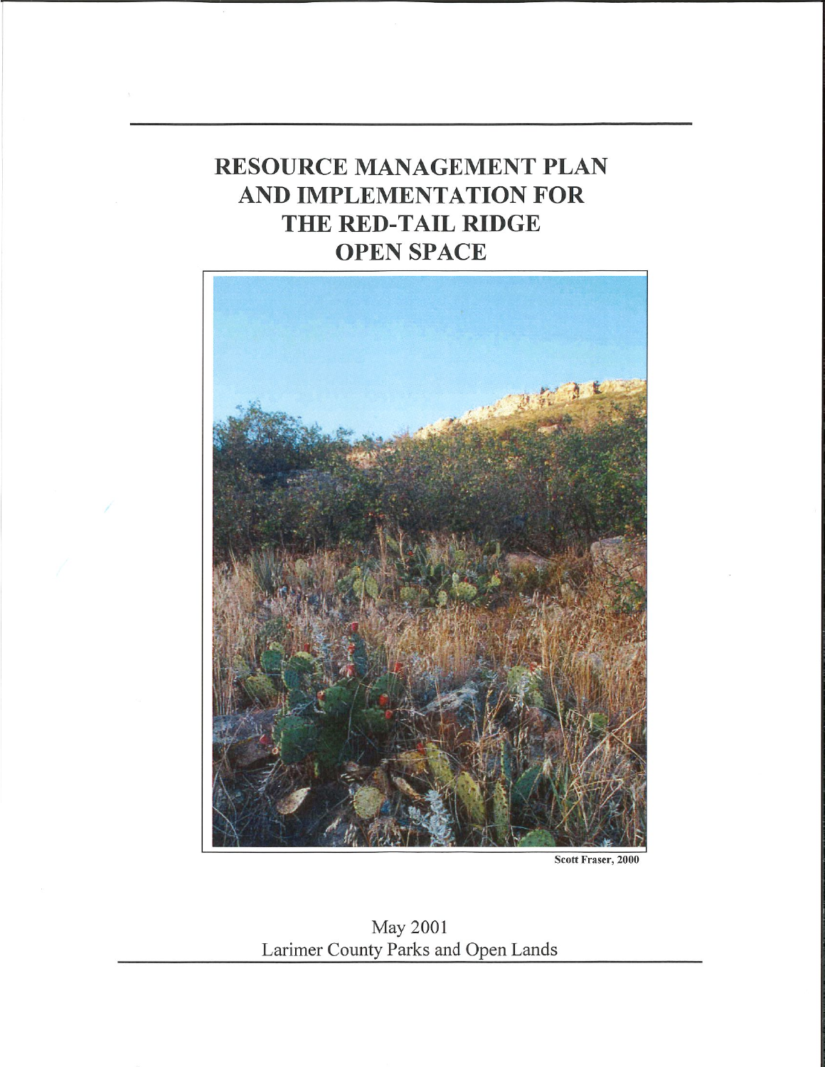# RESOURCE MANAGEMENT PLAN AND IMPLEMENTATION FOR THE RED-TAIL RIDGE OPEN SPACE

Scott Fraser, 2000

May 2001
Larimer County Parks and Open Lands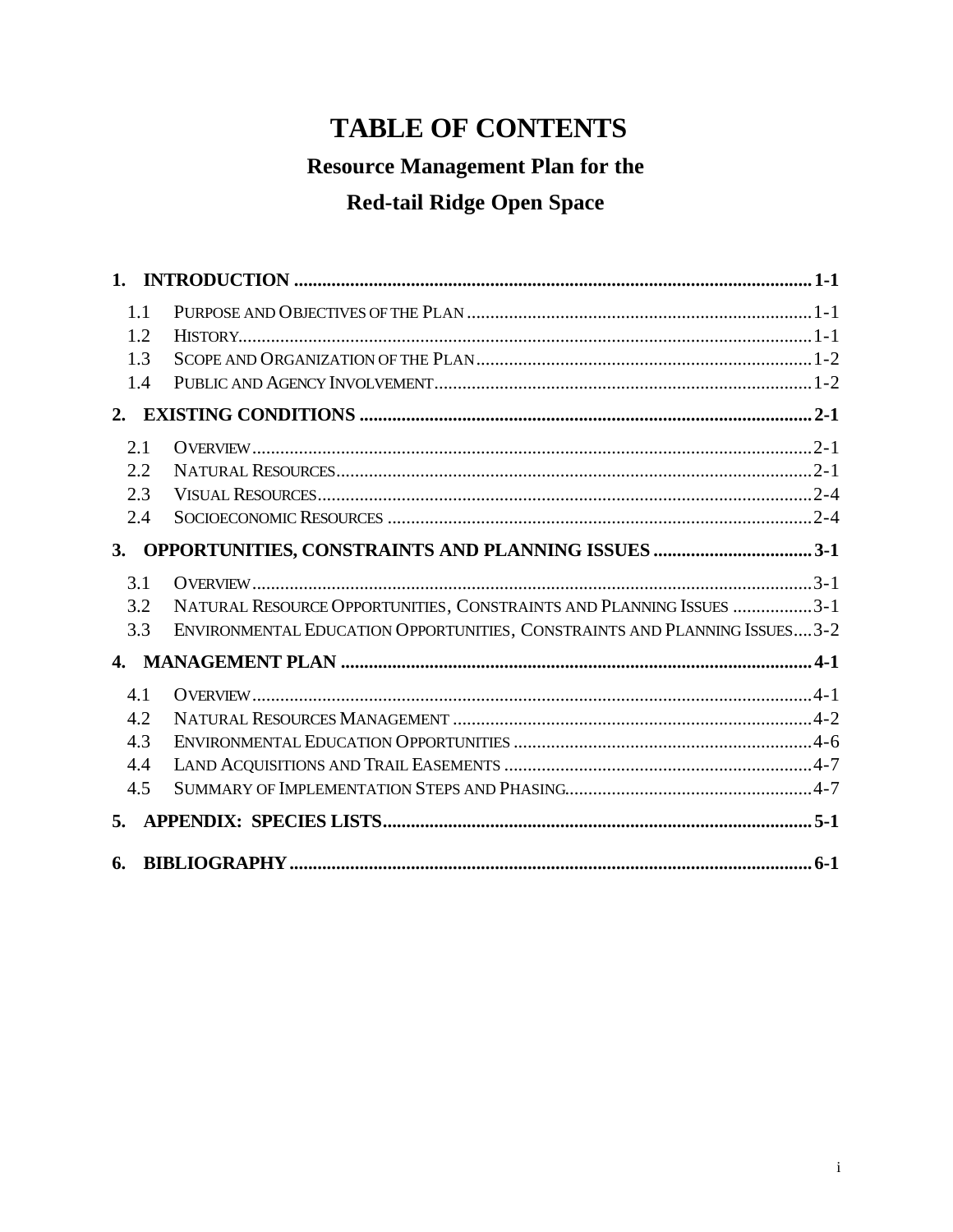# TABLE OF CONTENTS

## Resource Management Plan for the
## Red-tail Ridge Open Space

**1. INTRODUCTION ........................................................................ 1-1**

- 1.1 PURPOSE AND OBJECTIVES OF THE PLAN ........................................ 1-1
- 1.2 HISTORY ........................................................................ 1-1
- 1.3 SCOPE AND ORGANIZATION OF THE PLAN ........................................ 1-2
- 1.4 PUBLIC AND AGENCY INVOLVEMENT ............................................. 1-2

**2. EXISTING CONDITIONS ................................................................ 2-1**

- 2.1 OVERVIEW ...................................................................... 2-1
- 2.2 NATURAL RESOURCES ............................................................ 2-1
- 2.3 VISUAL RESOURCES ............................................................. 2-4
- 2.4 SOCIOECONOMIC RESOURCES ...................................................... 2-4

**3. OPPORTUNITIES, CONSTRAINTS AND PLANNING ISSUES ................................ 3-1**

- 3.1 OVERVIEW ...................................................................... 3-1
- 3.2 NATURAL RESOURCE OPPORTUNITIES, CONSTRAINTS AND PLANNING ISSUES ............. 3-1
- 3.3 ENVIRONMENTAL EDUCATION OPPORTUNITIES, CONSTRAINTS AND PLANNING ISSUES ....... 3-2

**4. MANAGEMENT PLAN .................................................................... 4-1**

- 4.1 OVERVIEW ...................................................................... 4-1
- 4.2 NATURAL RESOURCES MANAGEMENT ................................................. 4-2
- 4.3 ENVIRONMENTAL EDUCATION OPPORTUNITIES ........................................ 4-6
- 4.4 LAND ACQUISITIONS AND TRAIL EASEMENTS ........................................ 4-7
- 4.5 SUMMARY OF IMPLEMENTATION STEPS AND PHASING ................................. 4-7

**5. APPENDIX: SPECIES LISTS ............................................................ 5-1**

**6. BIBLIOGRAPHY ........................................................................ 6-1**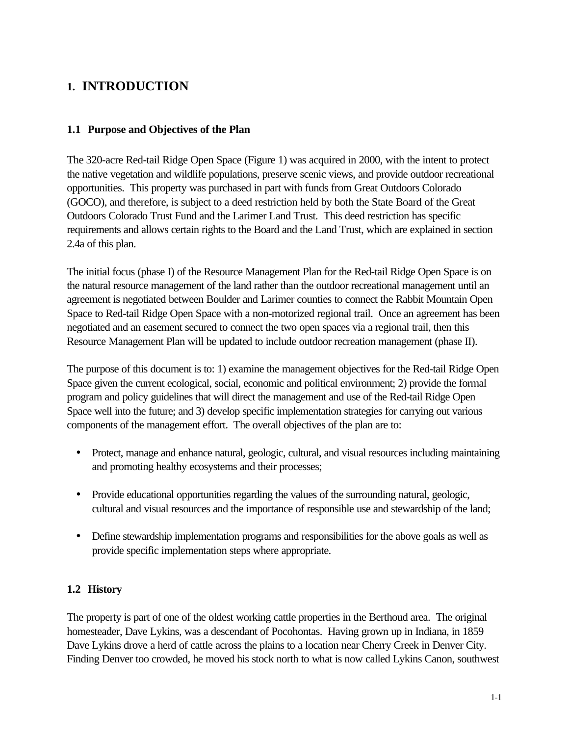# 1. INTRODUCTION

## 1.1 Purpose and Objectives of the Plan

The 320-acre Red-tail Ridge Open Space (Figure 1) was acquired in 2000, with the intent to protect the native vegetation and wildlife populations, preserve scenic views, and provide outdoor recreational opportunities. This property was purchased in part with funds from Great Outdoors Colorado (GOCO), and therefore, is subject to a deed restriction held by both the State Board of the Great Outdoors Colorado Trust Fund and the Larimer Land Trust. This deed restriction has specific requirements and allows certain rights to the Board and the Land Trust, which are explained in section 2.4a of this plan.

The initial focus (phase I) of the Resource Management Plan for the Red-tail Ridge Open Space is on the natural resource management of the land rather than the outdoor recreational management until an agreement is negotiated between Boulder and Larimer counties to connect the Rabbit Mountain Open Space to Red-tail Ridge Open Space with a non-motorized regional trail. Once an agreement has been negotiated and an easement secured to connect the two open spaces via a regional trail, then this Resource Management Plan will be updated to include outdoor recreation management (phase II).

The purpose of this document is to: 1) examine the management objectives for the Red-tail Ridge Open Space given the current ecological, social, economic and political environment; 2) provide the formal program and policy guidelines that will direct the management and use of the Red-tail Ridge Open Space well into the future; and 3) develop specific implementation strategies for carrying out various components of the management effort. The overall objectives of the plan are to:

- Protect, manage and enhance natural, geologic, cultural, and visual resources including maintaining and promoting healthy ecosystems and their processes;
- Provide educational opportunities regarding the values of the surrounding natural, geologic, cultural and visual resources and the importance of responsible use and stewardship of the land;
- Define stewardship implementation programs and responsibilities for the above goals as well as provide specific implementation steps where appropriate.

## 1.2 History

The property is part of one of the oldest working cattle properties in the Berthoud area. The original homesteader, Dave Lykins, was a descendant of Pocohontas. Having grown up in Indiana, in 1859 Dave Lykins drove a herd of cattle across the plains to a location near Cherry Creek in Denver City. Finding Denver too crowded, he moved his stock north to what is now called Lykins Canon, southwest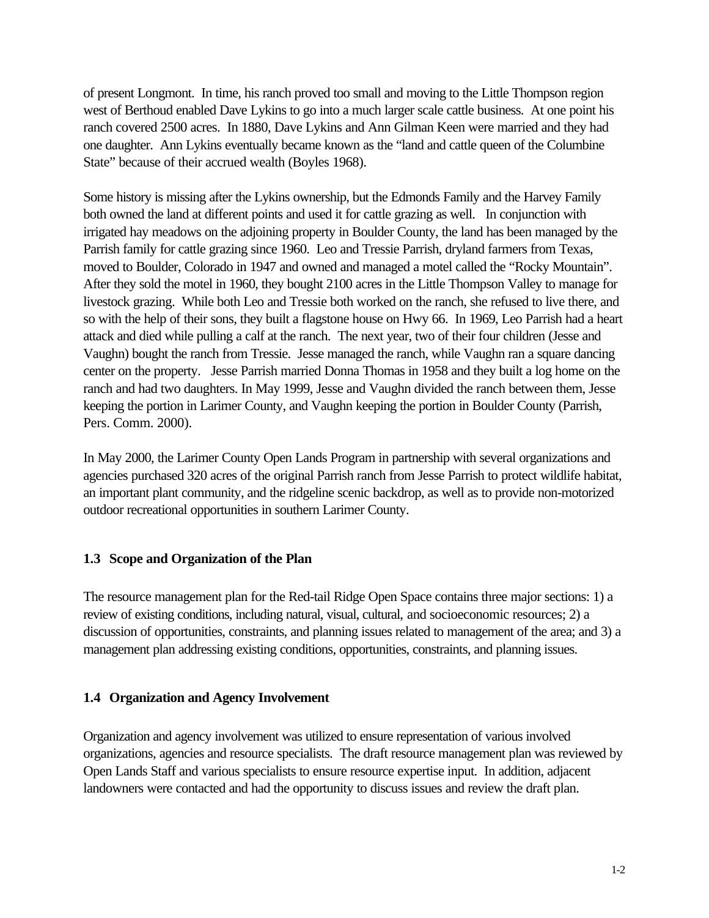of present Longmont. In time, his ranch proved too small and moving to the Little Thompson region west of Berthoud enabled Dave Lykins to go into a much larger scale cattle business. At one point his ranch covered 2500 acres. In 1880, Dave Lykins and Ann Gilman Keen were married and they had one daughter. Ann Lykins eventually became known as the "land and cattle queen of the Columbine State" because of their accrued wealth (Boyles 1968).

Some history is missing after the Lykins ownership, but the Edmonds Family and the Harvey Family both owned the land at different points and used it for cattle grazing as well. In conjunction with irrigated hay meadows on the adjoining property in Boulder County, the land has been managed by the Parrish family for cattle grazing since 1960. Leo and Tressie Parrish, dryland farmers from Texas, moved to Boulder, Colorado in 1947 and owned and managed a motel called the "Rocky Mountain". After they sold the motel in 1960, they bought 2100 acres in the Little Thompson Valley to manage for livestock grazing. While both Leo and Tressie both worked on the ranch, she refused to live there, and so with the help of their sons, they built a flagstone house on Hwy 66. In 1969, Leo Parrish had a heart attack and died while pulling a calf at the ranch. The next year, two of their four children (Jesse and Vaughn) bought the ranch from Tressie. Jesse managed the ranch, while Vaughn ran a square dancing center on the property. Jesse Parrish married Donna Thomas in 1958 and they built a log home on the ranch and had two daughters. In May 1999, Jesse and Vaughn divided the ranch between them, Jesse keeping the portion in Larimer County, and Vaughn keeping the portion in Boulder County (Parrish, Pers. Comm. 2000).

In May 2000, the Larimer County Open Lands Program in partnership with several organizations and agencies purchased 320 acres of the original Parrish ranch from Jesse Parrish to protect wildlife habitat, an important plant community, and the ridgeline scenic backdrop, as well as to provide non-motorized outdoor recreational opportunities in southern Larimer County.

### 1.3 Scope and Organization of the Plan

The resource management plan for the Red-tail Ridge Open Space contains three major sections: 1) a review of existing conditions, including natural, visual, cultural, and socioeconomic resources; 2) a discussion of opportunities, constraints, and planning issues related to management of the area; and 3) a management plan addressing existing conditions, opportunities, constraints, and planning issues.

### 1.4 Organization and Agency Involvement

Organization and agency involvement was utilized to ensure representation of various involved organizations, agencies and resource specialists. The draft resource management plan was reviewed by Open Lands Staff and various specialists to ensure resource expertise input. In addition, adjacent landowners were contacted and had the opportunity to discuss issues and review the draft plan.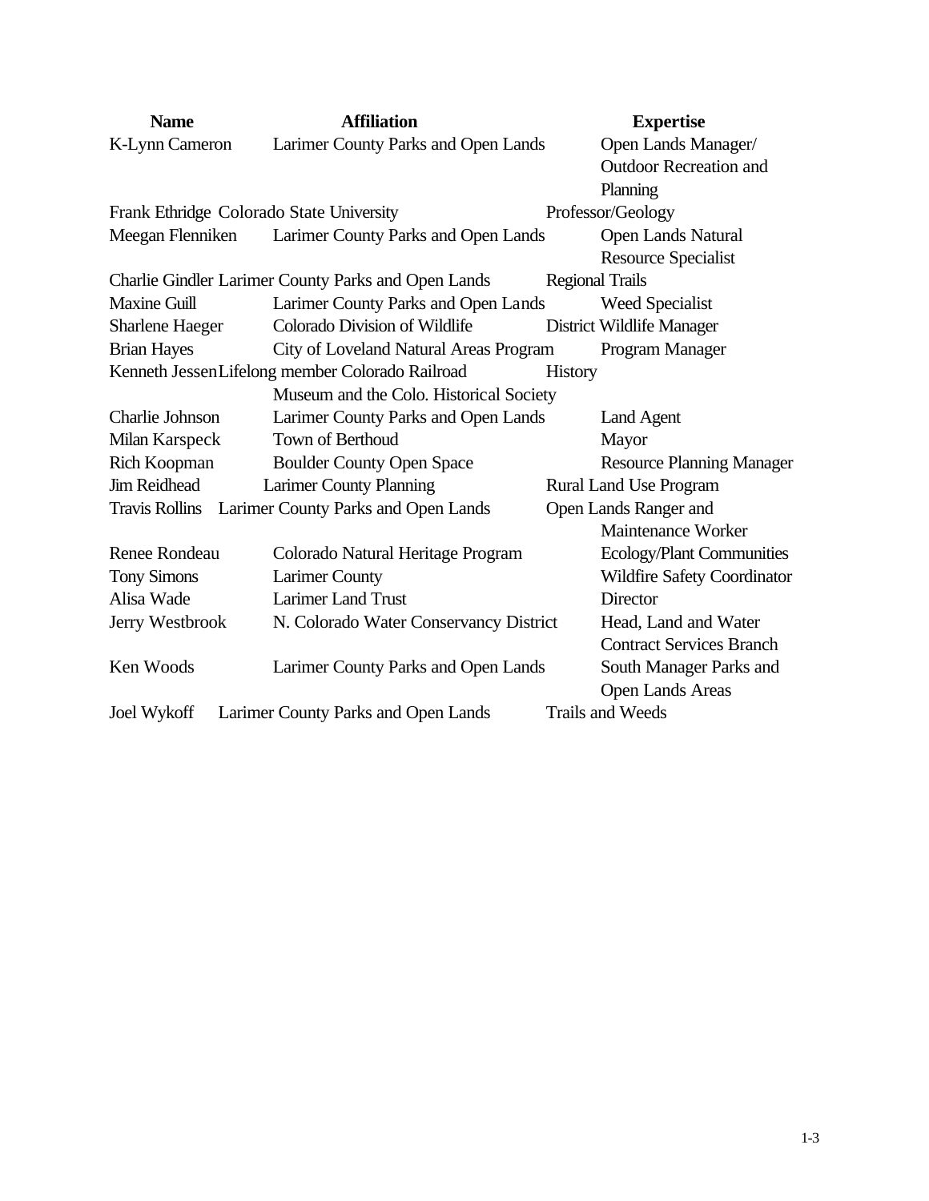| Name | Affiliation | Expertise |
| --- | --- | --- |
| K-Lynn Cameron | Larimer County Parks and Open Lands | Open Lands Manager/ Outdoor Recreation and Planning |
| Frank Ethridge | Colorado State University | Professor/Geology |
| Meegan Flenniken | Larimer County Parks and Open Lands | Open Lands Natural Resource Specialist |
| Charlie Gindler | Larimer County Parks and Open Lands | Regional Trails |
| Maxine Guill | Larimer County Parks and Open Lands | Weed Specialist |
| Sharlene Haeger | Colorado Division of Wildlife | District Wildlife Manager |
| Brian Hayes | City of Loveland Natural Areas Program | Program Manager |
| Kenneth Jessen | Lifelong member Colorado Railroad Museum and the Colo. Historical Society | History |
| Charlie Johnson | Larimer County Parks and Open Lands | Land Agent |
| Milan Karspeck | Town of Berthoud | Mayor |
| Rich Koopman | Boulder County Open Space | Resource Planning Manager |
| Jim Reidhead | Larimer County Planning | Rural Land Use Program |
| Travis Rollins | Larimer County Parks and Open Lands | Open Lands Ranger and Maintenance Worker |
| Renee Rondeau | Colorado Natural Heritage Program | Ecology/Plant Communities |
| Tony Simons | Larimer County | Wildfire Safety Coordinator |
| Alisa Wade | Larimer Land Trust | Director |
| Jerry Westbrook | N. Colorado Water Conservancy District | Head, Land and Water Contract Services Branch |
| Ken Woods | Larimer County Parks and Open Lands | South Manager Parks and Open Lands Areas |
| Joel Wykoff | Larimer County Parks and Open Lands | Trails and Weeds |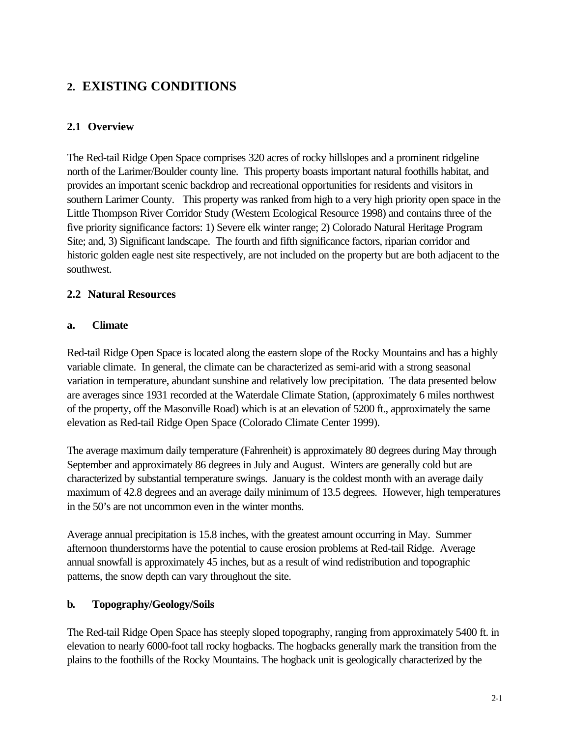# 2. EXISTING CONDITIONS

## 2.1 Overview

The Red-tail Ridge Open Space comprises 320 acres of rocky hillslopes and a prominent ridgeline north of the Larimer/Boulder county line. This property boasts important natural foothills habitat, and provides an important scenic backdrop and recreational opportunities for residents and visitors in southern Larimer County. This property was ranked from high to a very high priority open space in the Little Thompson River Corridor Study (Western Ecological Resource 1998) and contains three of the five priority significance factors: 1) Severe elk winter range; 2) Colorado Natural Heritage Program Site; and, 3) Significant landscape. The fourth and fifth significance factors, riparian corridor and historic golden eagle nest site respectively, are not included on the property but are both adjacent to the southwest.

## 2.2 Natural Resources

### a. Climate

Red-tail Ridge Open Space is located along the eastern slope of the Rocky Mountains and has a highly variable climate. In general, the climate can be characterized as semi-arid with a strong seasonal variation in temperature, abundant sunshine and relatively low precipitation. The data presented below are averages since 1931 recorded at the Waterdale Climate Station, (approximately 6 miles northwest of the property, off the Masonville Road) which is at an elevation of 5200 ft., approximately the same elevation as Red-tail Ridge Open Space (Colorado Climate Center 1999).

The average maximum daily temperature (Fahrenheit) is approximately 80 degrees during May through September and approximately 86 degrees in July and August. Winters are generally cold but are characterized by substantial temperature swings. January is the coldest month with an average daily maximum of 42.8 degrees and an average daily minimum of 13.5 degrees. However, high temperatures in the 50's are not uncommon even in the winter months.

Average annual precipitation is 15.8 inches, with the greatest amount occurring in May. Summer afternoon thunderstorms have the potential to cause erosion problems at Red-tail Ridge. Average annual snowfall is approximately 45 inches, but as a result of wind redistribution and topographic patterns, the snow depth can vary throughout the site.

### b. Topography/Geology/Soils

The Red-tail Ridge Open Space has steeply sloped topography, ranging from approximately 5400 ft. in elevation to nearly 6000-foot tall rocky hogbacks. The hogbacks generally mark the transition from the plains to the foothills of the Rocky Mountains. The hogback unit is geologically characterized by the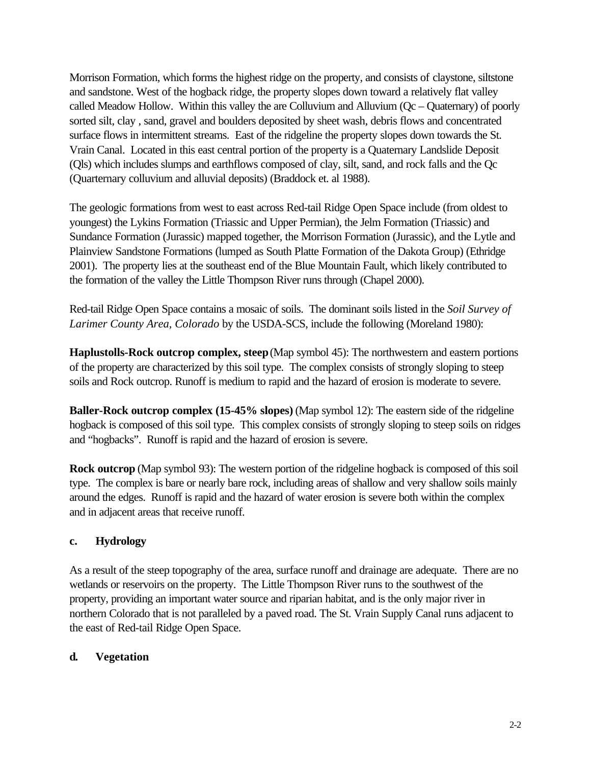Morrison Formation, which forms the highest ridge on the property, and consists of claystone, siltstone and sandstone. West of the hogback ridge, the property slopes down toward a relatively flat valley called Meadow Hollow. Within this valley the are Colluvium and Alluvium (Qc – Quaternary) of poorly sorted silt, clay , sand, gravel and boulders deposited by sheet wash, debris flows and concentrated surface flows in intermittent streams. East of the ridgeline the property slopes down towards the St. Vrain Canal. Located in this east central portion of the property is a Quaternary Landslide Deposit (Qls) which includes slumps and earthflows composed of clay, silt, sand, and rock falls and the Qc (Quarternary colluvium and alluvial deposits) (Braddock et. al 1988).

The geologic formations from west to east across Red-tail Ridge Open Space include (from oldest to youngest) the Lykins Formation (Triassic and Upper Permian), the Jelm Formation (Triassic) and Sundance Formation (Jurassic) mapped together, the Morrison Formation (Jurassic), and the Lytle and Plainview Sandstone Formations (lumped as South Platte Formation of the Dakota Group) (Ethridge 2001). The property lies at the southeast end of the Blue Mountain Fault, which likely contributed to the formation of the valley the Little Thompson River runs through (Chapel 2000).

Red-tail Ridge Open Space contains a mosaic of soils. The dominant soils listed in the *Soil Survey of Larimer County Area, Colorado* by the USDA-SCS, include the following (Moreland 1980):

**Haplustolls-Rock outcrop complex, steep** (Map symbol 45): The northwestern and eastern portions of the property are characterized by this soil type. The complex consists of strongly sloping to steep soils and Rock outcrop. Runoff is medium to rapid and the hazard of erosion is moderate to severe.

**Baller-Rock outcrop complex (15-45% slopes)** (Map symbol 12): The eastern side of the ridgeline hogback is composed of this soil type. This complex consists of strongly sloping to steep soils on ridges and "hogbacks". Runoff is rapid and the hazard of erosion is severe.

**Rock outcrop** (Map symbol 93): The western portion of the ridgeline hogback is composed of this soil type. The complex is bare or nearly bare rock, including areas of shallow and very shallow soils mainly around the edges. Runoff is rapid and the hazard of water erosion is severe both within the complex and in adjacent areas that receive runoff.

### c. Hydrology

As a result of the steep topography of the area, surface runoff and drainage are adequate. There are no wetlands or reservoirs on the property. The Little Thompson River runs to the southwest of the property, providing an important water source and riparian habitat, and is the only major river in northern Colorado that is not paralleled by a paved road. The St. Vrain Supply Canal runs adjacent to the east of Red-tail Ridge Open Space.

### d. Vegetation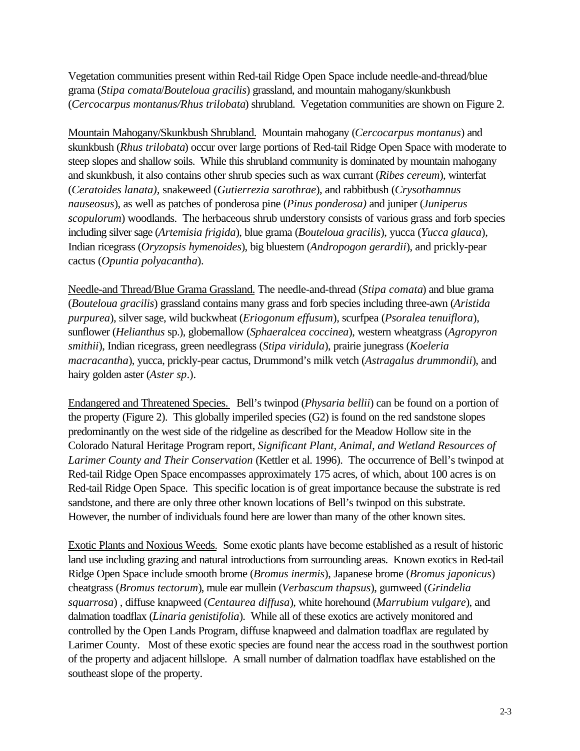Vegetation communities present within Red-tail Ridge Open Space include needle-and-thread/blue grama (*Stipa comata*/*Bouteloua gracilis*) grassland, and mountain mahogany/skunkbush (*Cercocarpus montanus/Rhus trilobata*) shrubland. Vegetation communities are shown on Figure 2.

<u>Mountain Mahogany/Skunkbush Shrubland.</u> Mountain mahogany (*Cercocarpus montanus*) and skunkbush (*Rhus trilobata*) occur over large portions of Red-tail Ridge Open Space with moderate to steep slopes and shallow soils. While this shrubland community is dominated by mountain mahogany and skunkbush, it also contains other shrub species such as wax currant (*Ribes cereum*), winterfat (*Ceratoides lanata),* snakeweed (*Gutierrezia sarothrae*), and rabbitbush (*Crysothamnus nauseosus*), as well as patches of ponderosa pine (*Pinus ponderosa)* and juniper (*Juniperus scopulorum*) woodlands. The herbaceous shrub understory consists of various grass and forb species including silver sage (*Artemisia frigida*), blue grama (*Bouteloua gracilis*), yucca (*Yucca glauca*), Indian ricegrass (*Oryzopsis hymenoides*), big bluestem (*Andropogon gerardii*), and prickly-pear cactus (*Opuntia polyacantha*).

<u>Needle-and Thread/Blue Grama Grassland.</u> The needle-and-thread (*Stipa comata*) and blue grama (*Bouteloua gracilis*) grassland contains many grass and forb species including three-awn (*Aristida purpurea*), silver sage, wild buckwheat (*Eriogonum effusum*), scurfpea (*Psoralea tenuiflora*), sunflower (*Helianthus* sp.), globemallow (*Sphaeralcea coccinea*), western wheatgrass (*Agropyron smithii*), Indian ricegrass, green needlegrass (*Stipa viridula*), prairie junegrass (*Koeleria macracantha*), yucca, prickly-pear cactus, Drummond's milk vetch (*Astragalus drummondii*), and hairy golden aster (*Aster sp*.).

<u>Endangered and Threatened Species.</u> Bell's twinpod (*Physaria bellii*) can be found on a portion of the property (Figure 2). This globally imperiled species (G2) is found on the red sandstone slopes predominantly on the west side of the ridgeline as described for the Meadow Hollow site in the Colorado Natural Heritage Program report, *Significant Plant, Animal, and Wetland Resources of Larimer County and Their Conservation* (Kettler et al. 1996). The occurrence of Bell's twinpod at Red-tail Ridge Open Space encompasses approximately 175 acres, of which, about 100 acres is on Red-tail Ridge Open Space. This specific location is of great importance because the substrate is red sandstone, and there are only three other known locations of Bell's twinpod on this substrate. However, the number of individuals found here are lower than many of the other known sites.

<u>Exotic Plants and Noxious Weeds.</u> Some exotic plants have become established as a result of historic land use including grazing and natural introductions from surrounding areas. Known exotics in Red-tail Ridge Open Space include smooth brome (*Bromus inermis*), Japanese brome (*Bromus japonicus*) cheatgrass (*Bromus tectorum*), mule ear mullein (*Verbascum thapsus*), gumweed (*Grindelia squarrosa*) , diffuse knapweed (*Centaurea diffusa*), white horehound (*Marrubium vulgare*), and dalmation toadflax (*Linaria genistifolia*). While all of these exotics are actively monitored and controlled by the Open Lands Program, diffuse knapweed and dalmation toadflax are regulated by Larimer County. Most of these exotic species are found near the access road in the southwest portion of the property and adjacent hillslope. A small number of dalmation toadflax have established on the southeast slope of the property.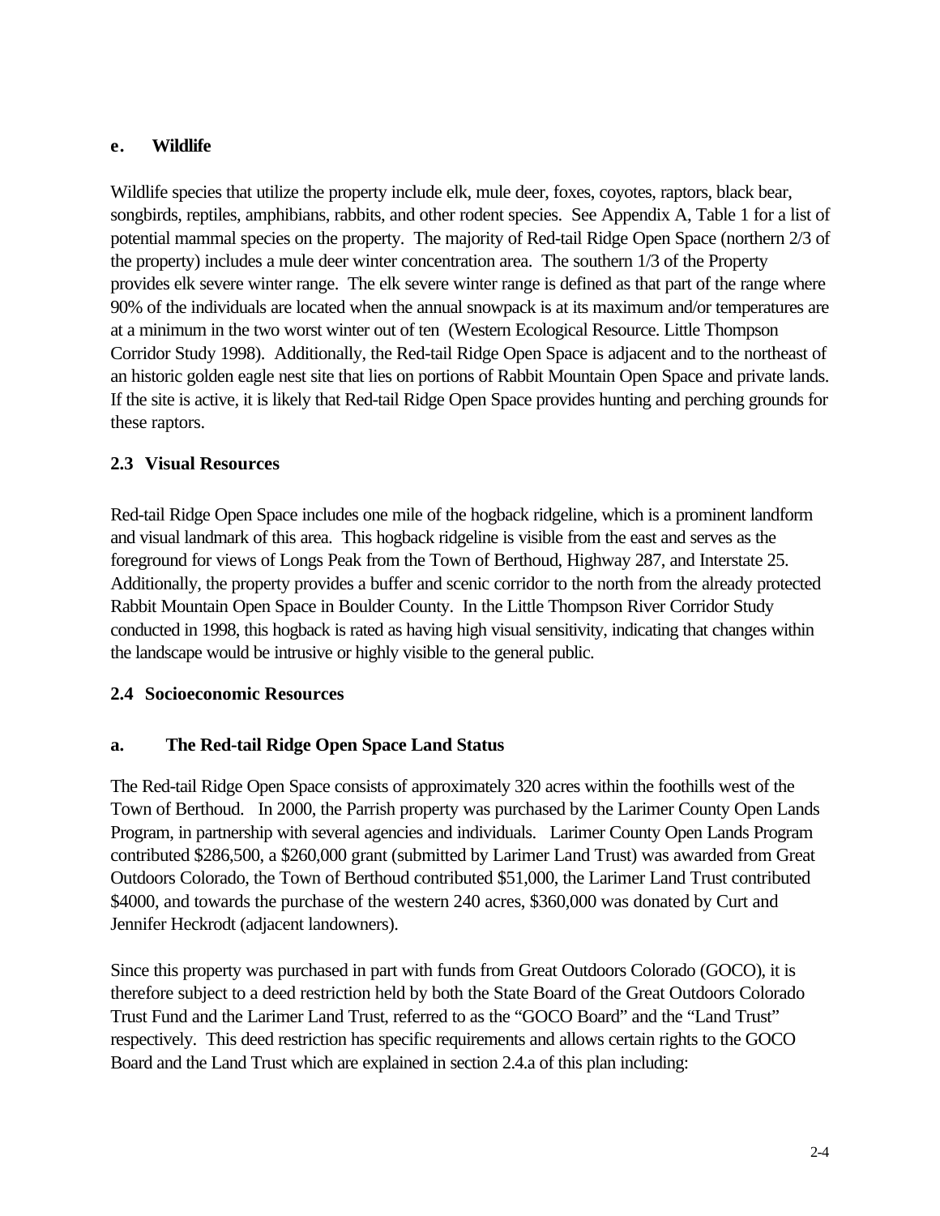### e. Wildlife

Wildlife species that utilize the property include elk, mule deer, foxes, coyotes, raptors, black bear, songbirds, reptiles, amphibians, rabbits, and other rodent species. See Appendix A, Table 1 for a list of potential mammal species on the property. The majority of Red-tail Ridge Open Space (northern 2/3 of the property) includes a mule deer winter concentration area. The southern 1/3 of the Property provides elk severe winter range. The elk severe winter range is defined as that part of the range where 90% of the individuals are located when the annual snowpack is at its maximum and/or temperatures are at a minimum in the two worst winter out of ten (Western Ecological Resource. Little Thompson Corridor Study 1998). Additionally, the Red-tail Ridge Open Space is adjacent and to the northeast of an historic golden eagle nest site that lies on portions of Rabbit Mountain Open Space and private lands. If the site is active, it is likely that Red-tail Ridge Open Space provides hunting and perching grounds for these raptors.

## 2.3 Visual Resources

Red-tail Ridge Open Space includes one mile of the hogback ridgeline, which is a prominent landform and visual landmark of this area. This hogback ridgeline is visible from the east and serves as the foreground for views of Longs Peak from the Town of Berthoud, Highway 287, and Interstate 25. Additionally, the property provides a buffer and scenic corridor to the north from the already protected Rabbit Mountain Open Space in Boulder County. In the Little Thompson River Corridor Study conducted in 1998, this hogback is rated as having high visual sensitivity, indicating that changes within the landscape would be intrusive or highly visible to the general public.

## 2.4 Socioeconomic Resources

### a. The Red-tail Ridge Open Space Land Status

The Red-tail Ridge Open Space consists of approximately 320 acres within the foothills west of the Town of Berthoud. In 2000, the Parrish property was purchased by the Larimer County Open Lands Program, in partnership with several agencies and individuals. Larimer County Open Lands Program contributed $286,500, a $260,000 grant (submitted by Larimer Land Trust) was awarded from Great Outdoors Colorado, the Town of Berthoud contributed $51,000, the Larimer Land Trust contributed $4000, and towards the purchase of the western 240 acres, $360,000 was donated by Curt and Jennifer Heckrodt (adjacent landowners).

Since this property was purchased in part with funds from Great Outdoors Colorado (GOCO), it is therefore subject to a deed restriction held by both the State Board of the Great Outdoors Colorado Trust Fund and the Larimer Land Trust, referred to as the "GOCO Board" and the "Land Trust" respectively. This deed restriction has specific requirements and allows certain rights to the GOCO Board and the Land Trust which are explained in section 2.4.a of this plan including: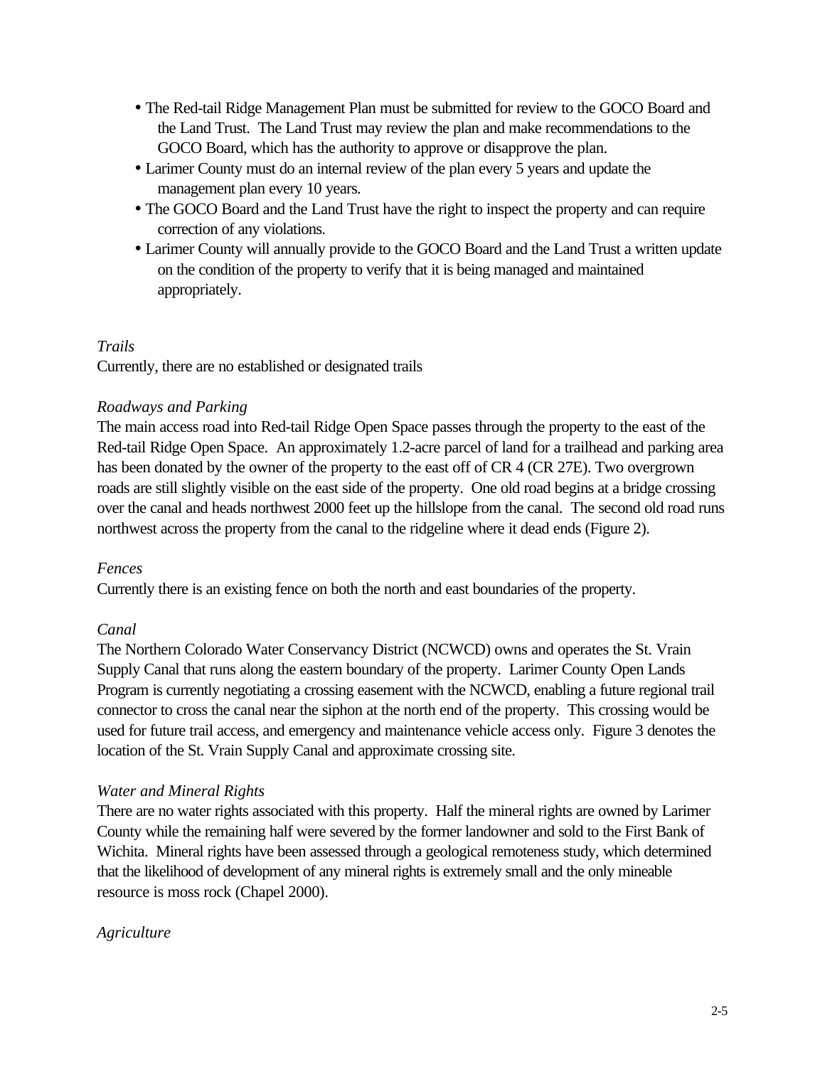- The Red-tail Ridge Management Plan must be submitted for review to the GOCO Board and the Land Trust. The Land Trust may review the plan and make recommendations to the GOCO Board, which has the authority to approve or disapprove the plan.
- Larimer County must do an internal review of the plan every 5 years and update the management plan every 10 years.
- The GOCO Board and the Land Trust have the right to inspect the property and can require correction of any violations.
- Larimer County will annually provide to the GOCO Board and the Land Trust a written update on the condition of the property to verify that it is being managed and maintained appropriately.

*Trails*

Currently, there are no established or designated trails

*Roadways and Parking*

The main access road into Red-tail Ridge Open Space passes through the property to the east of the Red-tail Ridge Open Space. An approximately 1.2-acre parcel of land for a trailhead and parking area has been donated by the owner of the property to the east off of CR 4 (CR 27E). Two overgrown roads are still slightly visible on the east side of the property. One old road begins at a bridge crossing over the canal and heads northwest 2000 feet up the hillslope from the canal. The second old road runs northwest across the property from the canal to the ridgeline where it dead ends (Figure 2).

*Fences*

Currently there is an existing fence on both the north and east boundaries of the property.

*Canal*

The Northern Colorado Water Conservancy District (NCWCD) owns and operates the St. Vrain Supply Canal that runs along the eastern boundary of the property. Larimer County Open Lands Program is currently negotiating a crossing easement with the NCWCD, enabling a future regional trail connector to cross the canal near the siphon at the north end of the property. This crossing would be used for future trail access, and emergency and maintenance vehicle access only. Figure 3 denotes the location of the St. Vrain Supply Canal and approximate crossing site.

*Water and Mineral Rights*

There are no water rights associated with this property. Half the mineral rights are owned by Larimer County while the remaining half were severed by the former landowner and sold to the First Bank of Wichita. Mineral rights have been assessed through a geological remoteness study, which determined that the likelihood of development of any mineral rights is extremely small and the only mineable resource is moss rock (Chapel 2000).

*Agriculture*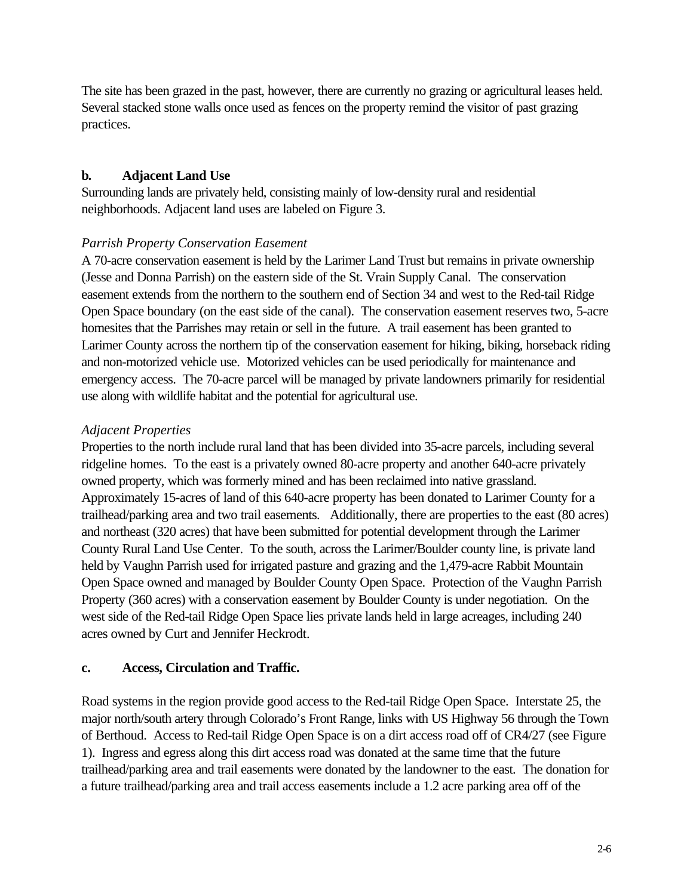The site has been grazed in the past, however, there are currently no grazing or agricultural leases held. Several stacked stone walls once used as fences on the property remind the visitor of past grazing practices.

**b. Adjacent Land Use**

Surrounding lands are privately held, consisting mainly of low-density rural and residential neighborhoods. Adjacent land uses are labeled on Figure 3.

*Parrish Property Conservation Easement*

A 70-acre conservation easement is held by the Larimer Land Trust but remains in private ownership (Jesse and Donna Parrish) on the eastern side of the St. Vrain Supply Canal. The conservation easement extends from the northern to the southern end of Section 34 and west to the Red-tail Ridge Open Space boundary (on the east side of the canal). The conservation easement reserves two, 5-acre homesites that the Parrishes may retain or sell in the future. A trail easement has been granted to Larimer County across the northern tip of the conservation easement for hiking, biking, horseback riding and non-motorized vehicle use. Motorized vehicles can be used periodically for maintenance and emergency access. The 70-acre parcel will be managed by private landowners primarily for residential use along with wildlife habitat and the potential for agricultural use.

*Adjacent Properties*

Properties to the north include rural land that has been divided into 35-acre parcels, including several ridgeline homes. To the east is a privately owned 80-acre property and another 640-acre privately owned property, which was formerly mined and has been reclaimed into native grassland. Approximately 15-acres of land of this 640-acre property has been donated to Larimer County for a trailhead/parking area and two trail easements. Additionally, there are properties to the east (80 acres) and northeast (320 acres) that have been submitted for potential development through the Larimer County Rural Land Use Center. To the south, across the Larimer/Boulder county line, is private land held by Vaughn Parrish used for irrigated pasture and grazing and the 1,479-acre Rabbit Mountain Open Space owned and managed by Boulder County Open Space. Protection of the Vaughn Parrish Property (360 acres) with a conservation easement by Boulder County is under negotiation. On the west side of the Red-tail Ridge Open Space lies private lands held in large acreages, including 240 acres owned by Curt and Jennifer Heckrodt.

**c. Access, Circulation and Traffic.**

Road systems in the region provide good access to the Red-tail Ridge Open Space. Interstate 25, the major north/south artery through Colorado's Front Range, links with US Highway 56 through the Town of Berthoud. Access to Red-tail Ridge Open Space is on a dirt access road off of CR4/27 (see Figure 1). Ingress and egress along this dirt access road was donated at the same time that the future trailhead/parking area and trail easements were donated by the landowner to the east. The donation for a future trailhead/parking area and trail access easements include a 1.2 acre parking area off of the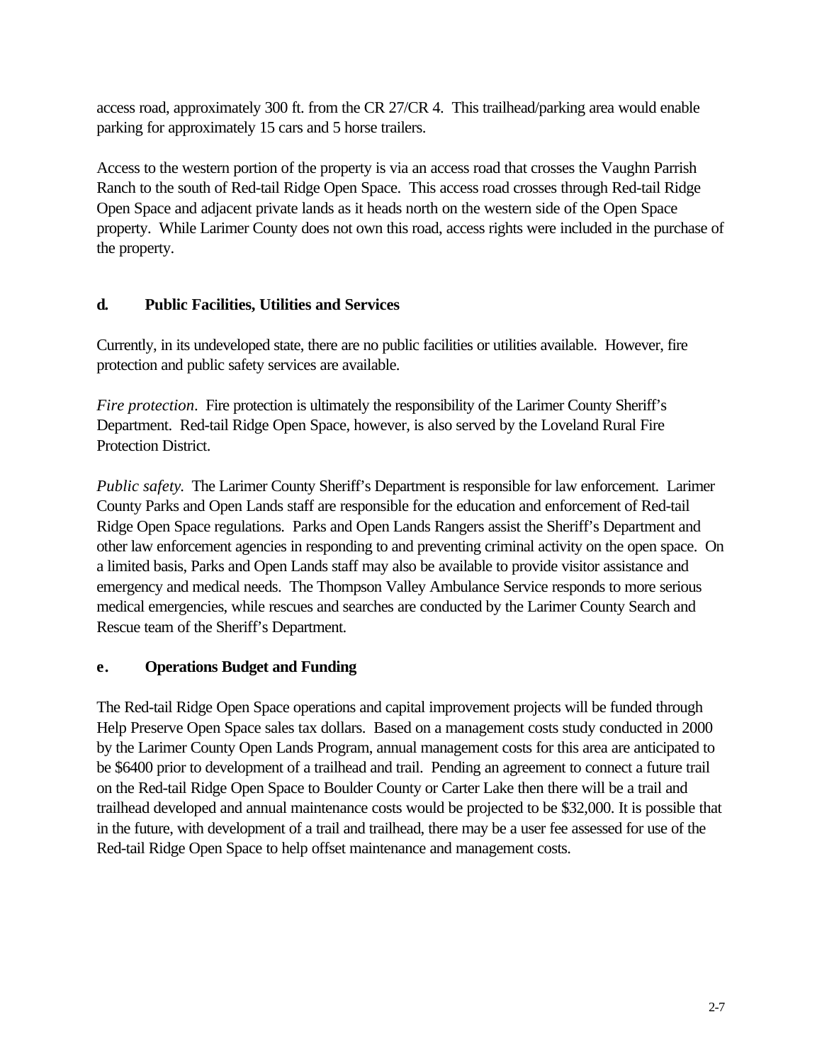access road, approximately 300 ft. from the CR 27/CR 4. This trailhead/parking area would enable parking for approximately 15 cars and 5 horse trailers.

Access to the western portion of the property is via an access road that crosses the Vaughn Parrish Ranch to the south of Red-tail Ridge Open Space. This access road crosses through Red-tail Ridge Open Space and adjacent private lands as it heads north on the western side of the Open Space property. While Larimer County does not own this road, access rights were included in the purchase of the property.

### d. Public Facilities, Utilities and Services

Currently, in its undeveloped state, there are no public facilities or utilities available. However, fire protection and public safety services are available.

*Fire protection*. Fire protection is ultimately the responsibility of the Larimer County Sheriff's Department. Red-tail Ridge Open Space, however, is also served by the Loveland Rural Fire Protection District.

*Public safety.* The Larimer County Sheriff's Department is responsible for law enforcement. Larimer County Parks and Open Lands staff are responsible for the education and enforcement of Red-tail Ridge Open Space regulations. Parks and Open Lands Rangers assist the Sheriff's Department and other law enforcement agencies in responding to and preventing criminal activity on the open space. On a limited basis, Parks and Open Lands staff may also be available to provide visitor assistance and emergency and medical needs. The Thompson Valley Ambulance Service responds to more serious medical emergencies, while rescues and searches are conducted by the Larimer County Search and Rescue team of the Sheriff's Department.

### e. Operations Budget and Funding

The Red-tail Ridge Open Space operations and capital improvement projects will be funded through Help Preserve Open Space sales tax dollars. Based on a management costs study conducted in 2000 by the Larimer County Open Lands Program, annual management costs for this area are anticipated to be $6400 prior to development of a trailhead and trail. Pending an agreement to connect a future trail on the Red-tail Ridge Open Space to Boulder County or Carter Lake then there will be a trail and trailhead developed and annual maintenance costs would be projected to be $32,000. It is possible that in the future, with development of a trail and trailhead, there may be a user fee assessed for use of the Red-tail Ridge Open Space to help offset maintenance and management costs.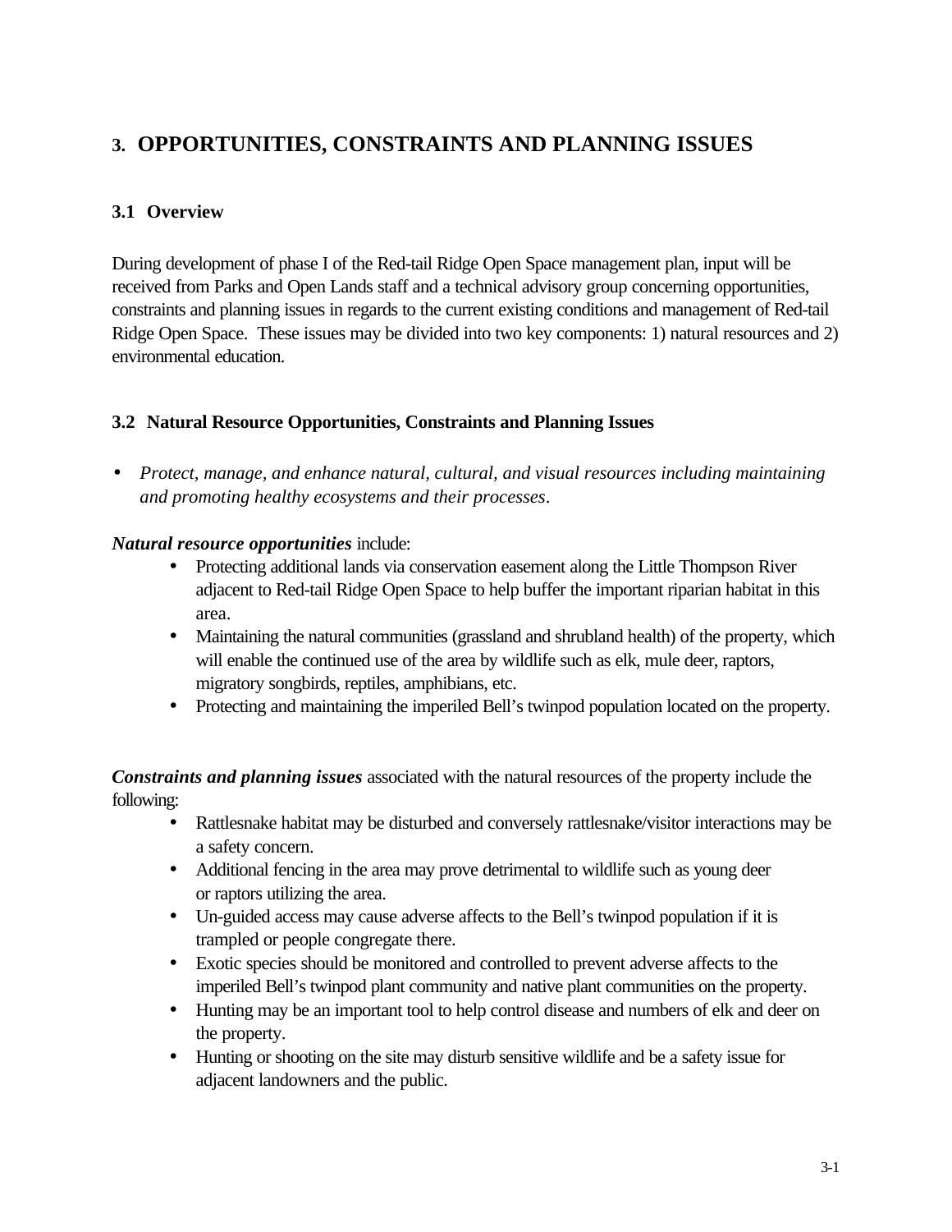# 3. OPPORTUNITIES, CONSTRAINTS AND PLANNING ISSUES

## 3.1 Overview

During development of phase I of the Red-tail Ridge Open Space management plan, input will be received from Parks and Open Lands staff and a technical advisory group concerning opportunities, constraints and planning issues in regards to the current existing conditions and management of Red-tail Ridge Open Space. These issues may be divided into two key components: 1) natural resources and 2) environmental education.

## 3.2 Natural Resource Opportunities, Constraints and Planning Issues

- *Protect, manage, and enhance natural, cultural, and visual resources including maintaining and promoting healthy ecosystems and their processes*.

***Natural resource opportunities*** include:

- Protecting additional lands via conservation easement along the Little Thompson River adjacent to Red-tail Ridge Open Space to help buffer the important riparian habitat in this area.
- Maintaining the natural communities (grassland and shrubland health) of the property, which will enable the continued use of the area by wildlife such as elk, mule deer, raptors, migratory songbirds, reptiles, amphibians, etc.
- Protecting and maintaining the imperiled Bell's twinpod population located on the property.

***Constraints and planning issues*** associated with the natural resources of the property include the following:

- Rattlesnake habitat may be disturbed and conversely rattlesnake/visitor interactions may be a safety concern.
- Additional fencing in the area may prove detrimental to wildlife such as young deer or raptors utilizing the area.
- Un-guided access may cause adverse affects to the Bell's twinpod population if it is trampled or people congregate there.
- Exotic species should be monitored and controlled to prevent adverse affects to the imperiled Bell's twinpod plant community and native plant communities on the property.
- Hunting may be an important tool to help control disease and numbers of elk and deer on the property.
- Hunting or shooting on the site may disturb sensitive wildlife and be a safety issue for adjacent landowners and the public.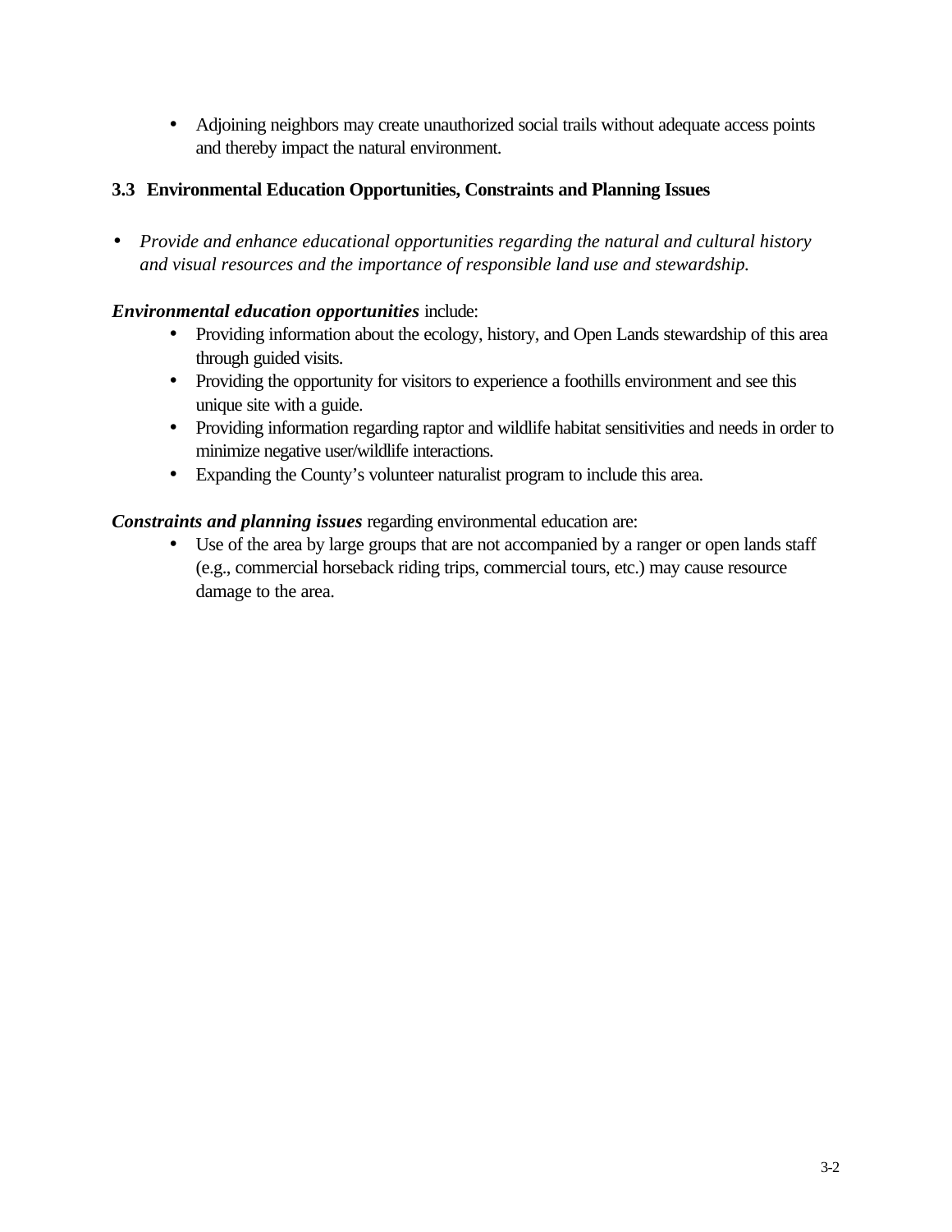- Adjoining neighbors may create unauthorized social trails without adequate access points and thereby impact the natural environment.

### 3.3 Environmental Education Opportunities, Constraints and Planning Issues

- *Provide and enhance educational opportunities regarding the natural and cultural history and visual resources and the importance of responsible land use and stewardship.*

***Environmental education opportunities*** include:

- Providing information about the ecology, history, and Open Lands stewardship of this area through guided visits.
- Providing the opportunity for visitors to experience a foothills environment and see this unique site with a guide.
- Providing information regarding raptor and wildlife habitat sensitivities and needs in order to minimize negative user/wildlife interactions.
- Expanding the County's volunteer naturalist program to include this area.

***Constraints and planning issues*** regarding environmental education are:

- Use of the area by large groups that are not accompanied by a ranger or open lands staff (e.g., commercial horseback riding trips, commercial tours, etc.) may cause resource damage to the area.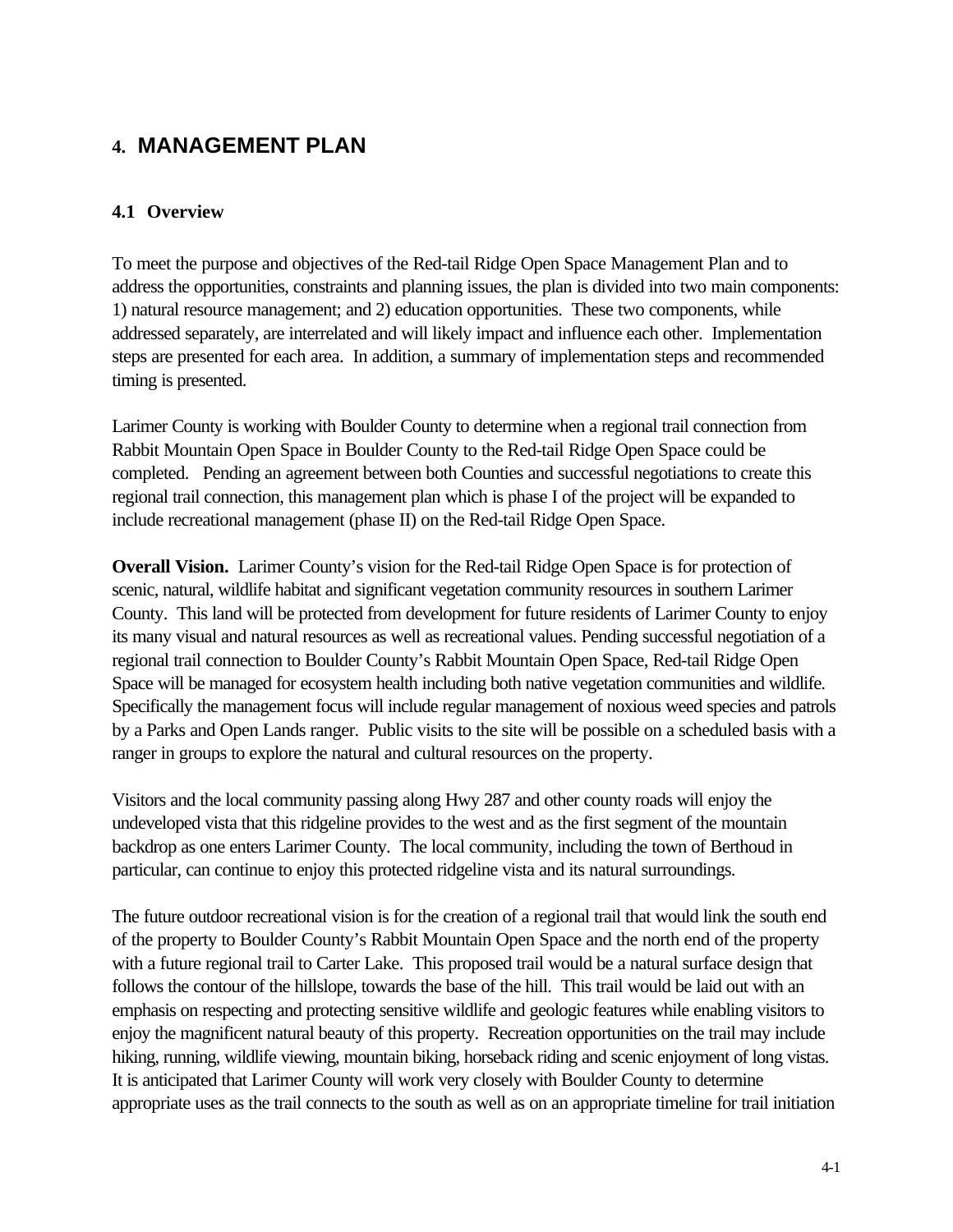# 4. MANAGEMENT PLAN

## 4.1 Overview

To meet the purpose and objectives of the Red-tail Ridge Open Space Management Plan and to address the opportunities, constraints and planning issues, the plan is divided into two main components: 1) natural resource management; and 2) education opportunities. These two components, while addressed separately, are interrelated and will likely impact and influence each other. Implementation steps are presented for each area. In addition, a summary of implementation steps and recommended timing is presented.

Larimer County is working with Boulder County to determine when a regional trail connection from Rabbit Mountain Open Space in Boulder County to the Red-tail Ridge Open Space could be completed. Pending an agreement between both Counties and successful negotiations to create this regional trail connection, this management plan which is phase I of the project will be expanded to include recreational management (phase II) on the Red-tail Ridge Open Space.

**Overall Vision.** Larimer County's vision for the Red-tail Ridge Open Space is for protection of scenic, natural, wildlife habitat and significant vegetation community resources in southern Larimer County. This land will be protected from development for future residents of Larimer County to enjoy its many visual and natural resources as well as recreational values. Pending successful negotiation of a regional trail connection to Boulder County's Rabbit Mountain Open Space, Red-tail Ridge Open Space will be managed for ecosystem health including both native vegetation communities and wildlife. Specifically the management focus will include regular management of noxious weed species and patrols by a Parks and Open Lands ranger. Public visits to the site will be possible on a scheduled basis with a ranger in groups to explore the natural and cultural resources on the property.

Visitors and the local community passing along Hwy 287 and other county roads will enjoy the undeveloped vista that this ridgeline provides to the west and as the first segment of the mountain backdrop as one enters Larimer County. The local community, including the town of Berthoud in particular, can continue to enjoy this protected ridgeline vista and its natural surroundings.

The future outdoor recreational vision is for the creation of a regional trail that would link the south end of the property to Boulder County's Rabbit Mountain Open Space and the north end of the property with a future regional trail to Carter Lake. This proposed trail would be a natural surface design that follows the contour of the hillslope, towards the base of the hill. This trail would be laid out with an emphasis on respecting and protecting sensitive wildlife and geologic features while enabling visitors to enjoy the magnificent natural beauty of this property. Recreation opportunities on the trail may include hiking, running, wildlife viewing, mountain biking, horseback riding and scenic enjoyment of long vistas. It is anticipated that Larimer County will work very closely with Boulder County to determine appropriate uses as the trail connects to the south as well as on an appropriate timeline for trail initiation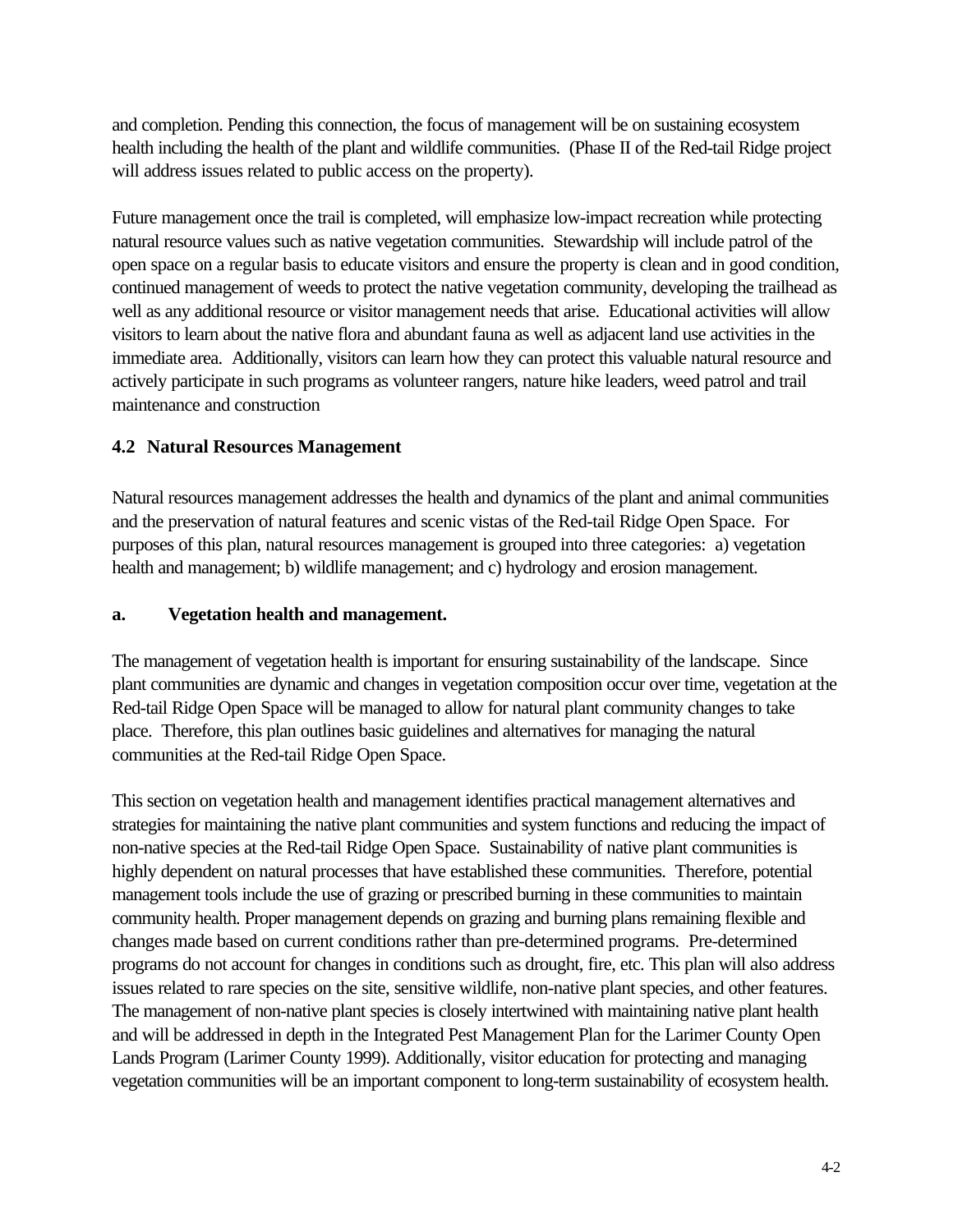and completion. Pending this connection, the focus of management will be on sustaining ecosystem health including the health of the plant and wildlife communities. (Phase II of the Red-tail Ridge project will address issues related to public access on the property).

Future management once the trail is completed, will emphasize low-impact recreation while protecting natural resource values such as native vegetation communities. Stewardship will include patrol of the open space on a regular basis to educate visitors and ensure the property is clean and in good condition, continued management of weeds to protect the native vegetation community, developing the trailhead as well as any additional resource or visitor management needs that arise. Educational activities will allow visitors to learn about the native flora and abundant fauna as well as adjacent land use activities in the immediate area. Additionally, visitors can learn how they can protect this valuable natural resource and actively participate in such programs as volunteer rangers, nature hike leaders, weed patrol and trail maintenance and construction

### 4.2 Natural Resources Management

Natural resources management addresses the health and dynamics of the plant and animal communities and the preservation of natural features and scenic vistas of the Red-tail Ridge Open Space. For purposes of this plan, natural resources management is grouped into three categories: a) vegetation health and management; b) wildlife management; and c) hydrology and erosion management.

#### a. Vegetation health and management.

The management of vegetation health is important for ensuring sustainability of the landscape. Since plant communities are dynamic and changes in vegetation composition occur over time, vegetation at the Red-tail Ridge Open Space will be managed to allow for natural plant community changes to take place. Therefore, this plan outlines basic guidelines and alternatives for managing the natural communities at the Red-tail Ridge Open Space.

This section on vegetation health and management identifies practical management alternatives and strategies for maintaining the native plant communities and system functions and reducing the impact of non-native species at the Red-tail Ridge Open Space. Sustainability of native plant communities is highly dependent on natural processes that have established these communities. Therefore, potential management tools include the use of grazing or prescribed burning in these communities to maintain community health. Proper management depends on grazing and burning plans remaining flexible and changes made based on current conditions rather than pre-determined programs. Pre-determined programs do not account for changes in conditions such as drought, fire, etc. This plan will also address issues related to rare species on the site, sensitive wildlife, non-native plant species, and other features. The management of non-native plant species is closely intertwined with maintaining native plant health and will be addressed in depth in the Integrated Pest Management Plan for the Larimer County Open Lands Program (Larimer County 1999). Additionally, visitor education for protecting and managing vegetation communities will be an important component to long-term sustainability of ecosystem health.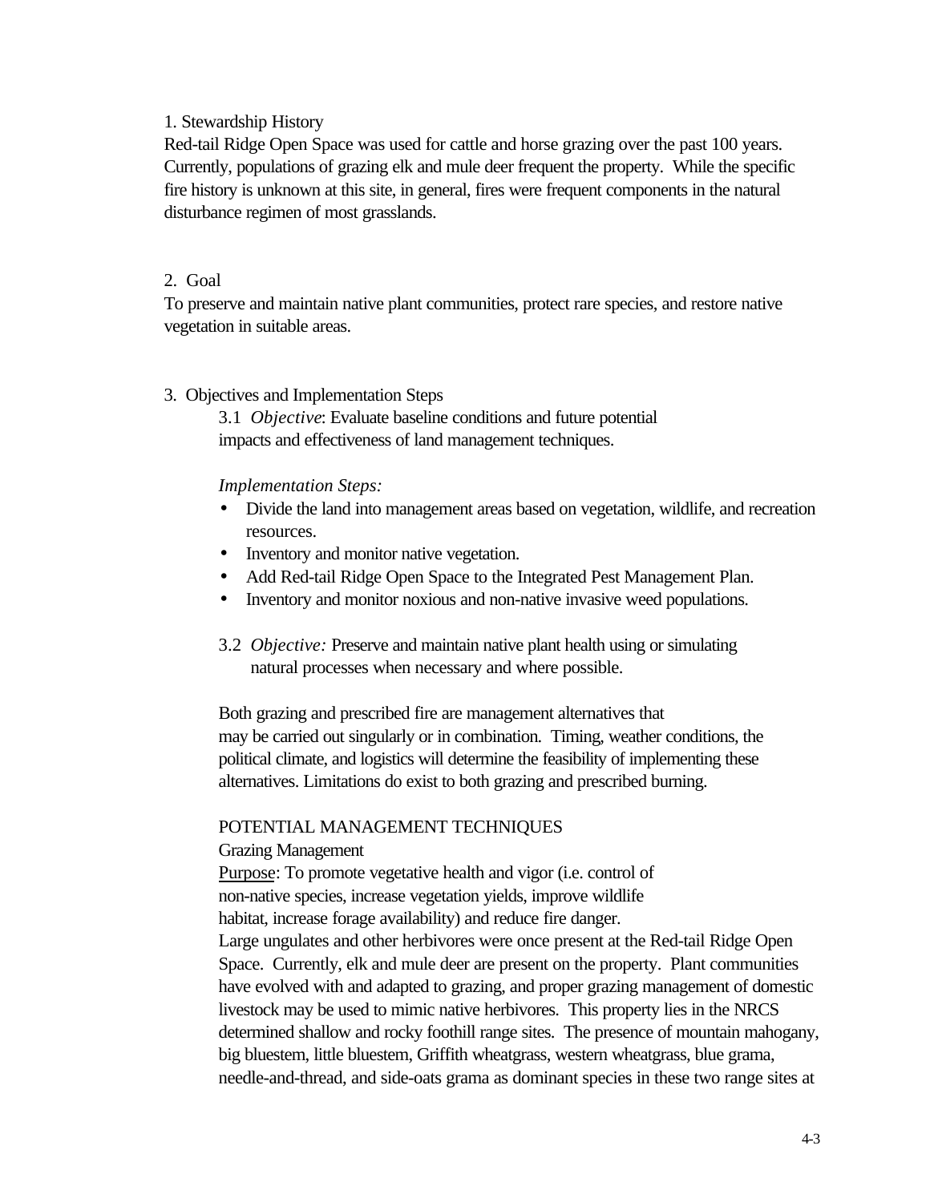## 1. Stewardship History

Red-tail Ridge Open Space was used for cattle and horse grazing over the past 100 years. Currently, populations of grazing elk and mule deer frequent the property. While the specific fire history is unknown at this site, in general, fires were frequent components in the natural disturbance regimen of most grasslands.

## 2. Goal

To preserve and maintain native plant communities, protect rare species, and restore native vegetation in suitable areas.

## 3. Objectives and Implementation Steps

3.1 *Objective*: Evaluate baseline conditions and future potential impacts and effectiveness of land management techniques.

*Implementation Steps:*

- Divide the land into management areas based on vegetation, wildlife, and recreation resources.
- Inventory and monitor native vegetation.
- Add Red-tail Ridge Open Space to the Integrated Pest Management Plan.
- Inventory and monitor noxious and non-native invasive weed populations.

3.2 *Objective:* Preserve and maintain native plant health using or simulating natural processes when necessary and where possible.

Both grazing and prescribed fire are management alternatives that may be carried out singularly or in combination. Timing, weather conditions, the political climate, and logistics will determine the feasibility of implementing these alternatives. Limitations do exist to both grazing and prescribed burning.

POTENTIAL MANAGEMENT TECHNIQUES

Grazing Management

Purpose: To promote vegetative health and vigor (i.e. control of non-native species, increase vegetation yields, improve wildlife habitat, increase forage availability) and reduce fire danger.

Large ungulates and other herbivores were once present at the Red-tail Ridge Open Space. Currently, elk and mule deer are present on the property. Plant communities have evolved with and adapted to grazing, and proper grazing management of domestic livestock may be used to mimic native herbivores. This property lies in the NRCS determined shallow and rocky foothill range sites. The presence of mountain mahogany, big bluestem, little bluestem, Griffith wheatgrass, western wheatgrass, blue grama, needle-and-thread, and side-oats grama as dominant species in these two range sites at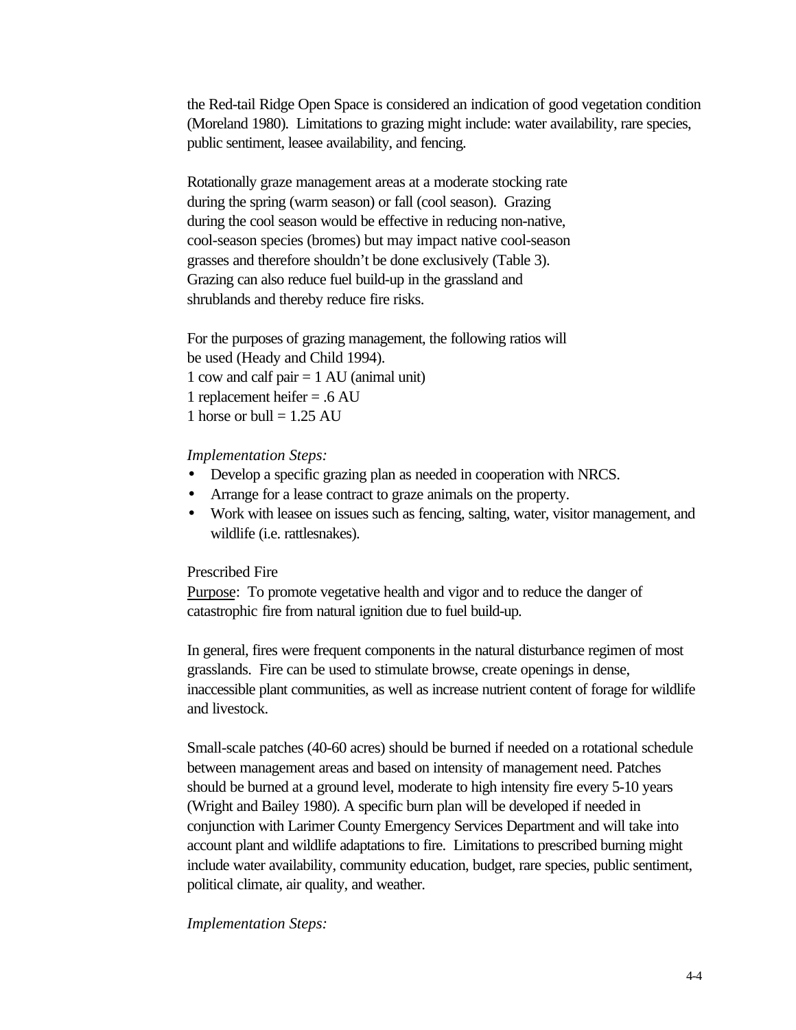the Red-tail Ridge Open Space is considered an indication of good vegetation condition (Moreland 1980). Limitations to grazing might include: water availability, rare species, public sentiment, leasee availability, and fencing.

Rotationally graze management areas at a moderate stocking rate during the spring (warm season) or fall (cool season). Grazing during the cool season would be effective in reducing non-native, cool-season species (bromes) but may impact native cool-season grasses and therefore shouldn't be done exclusively (Table 3). Grazing can also reduce fuel build-up in the grassland and shrublands and thereby reduce fire risks.

For the purposes of grazing management, the following ratios will be used (Heady and Child 1994).
1 cow and calf pair = 1 AU (animal unit)
1 replacement heifer = .6 AU
1 horse or bull = 1.25 AU

*Implementation Steps:*

- Develop a specific grazing plan as needed in cooperation with NRCS.
- Arrange for a lease contract to graze animals on the property.
- Work with leasee on issues such as fencing, salting, water, visitor management, and wildlife (i.e. rattlesnakes).

Prescribed Fire

Purpose: To promote vegetative health and vigor and to reduce the danger of catastrophic fire from natural ignition due to fuel build-up.

In general, fires were frequent components in the natural disturbance regimen of most grasslands. Fire can be used to stimulate browse, create openings in dense, inaccessible plant communities, as well as increase nutrient content of forage for wildlife and livestock.

Small-scale patches (40-60 acres) should be burned if needed on a rotational schedule between management areas and based on intensity of management need. Patches should be burned at a ground level, moderate to high intensity fire every 5-10 years (Wright and Bailey 1980). A specific burn plan will be developed if needed in conjunction with Larimer County Emergency Services Department and will take into account plant and wildlife adaptations to fire. Limitations to prescribed burning might include water availability, community education, budget, rare species, public sentiment, political climate, air quality, and weather.

*Implementation Steps:*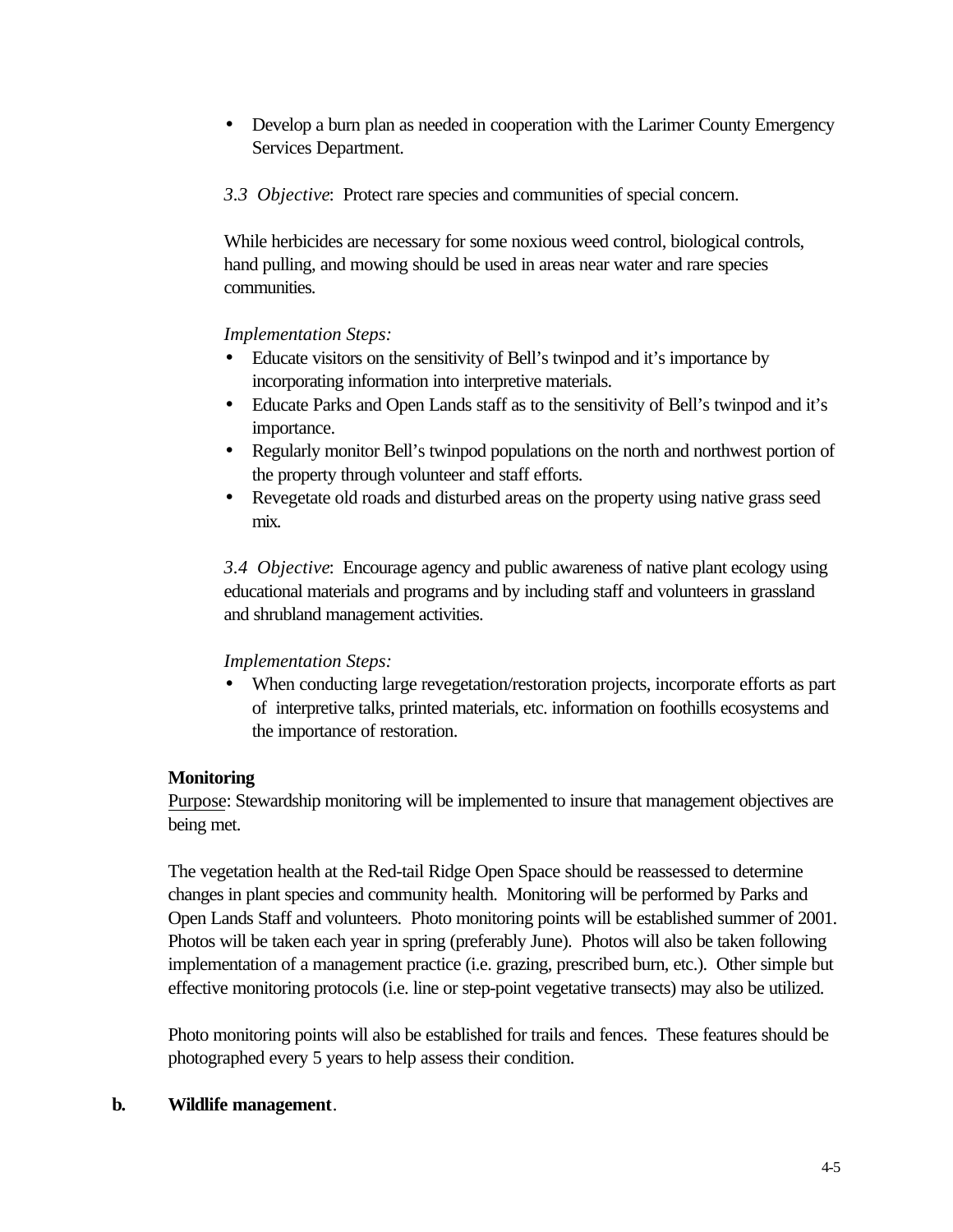- Develop a burn plan as needed in cooperation with the Larimer County Emergency Services Department.

*3.3 Objective*: Protect rare species and communities of special concern.

While herbicides are necessary for some noxious weed control, biological controls, hand pulling, and mowing should be used in areas near water and rare species communities.

*Implementation Steps:*

- Educate visitors on the sensitivity of Bell's twinpod and it's importance by incorporating information into interpretive materials.
- Educate Parks and Open Lands staff as to the sensitivity of Bell's twinpod and it's importance.
- Regularly monitor Bell's twinpod populations on the north and northwest portion of the property through volunteer and staff efforts.
- Revegetate old roads and disturbed areas on the property using native grass seed mix.

*3.4 Objective*: Encourage agency and public awareness of native plant ecology using educational materials and programs and by including staff and volunteers in grassland and shrubland management activities.

*Implementation Steps:*

- When conducting large revegetation/restoration projects, incorporate efforts as part of interpretive talks, printed materials, etc. information on foothills ecosystems and the importance of restoration.

**Monitoring**

Purpose: Stewardship monitoring will be implemented to insure that management objectives are being met.

The vegetation health at the Red-tail Ridge Open Space should be reassessed to determine changes in plant species and community health. Monitoring will be performed by Parks and Open Lands Staff and volunteers. Photo monitoring points will be established summer of 2001. Photos will be taken each year in spring (preferably June). Photos will also be taken following implementation of a management practice (i.e. grazing, prescribed burn, etc.). Other simple but effective monitoring protocols (i.e. line or step-point vegetative transects) may also be utilized.

Photo monitoring points will also be established for trails and fences. These features should be photographed every 5 years to help assess their condition.

**b. Wildlife management**.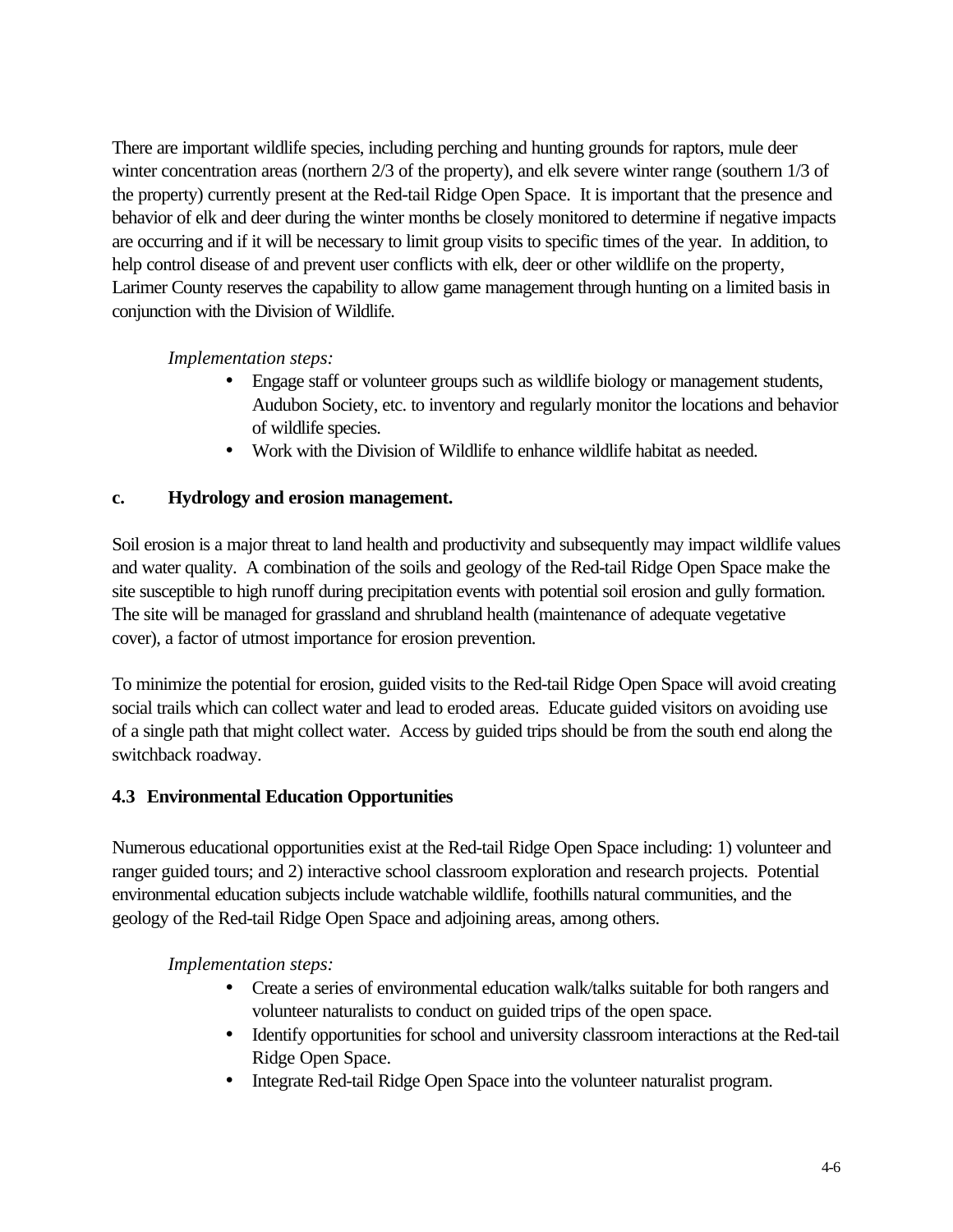There are important wildlife species, including perching and hunting grounds for raptors, mule deer winter concentration areas (northern 2/3 of the property), and elk severe winter range (southern 1/3 of the property) currently present at the Red-tail Ridge Open Space. It is important that the presence and behavior of elk and deer during the winter months be closely monitored to determine if negative impacts are occurring and if it will be necessary to limit group visits to specific times of the year. In addition, to help control disease of and prevent user conflicts with elk, deer or other wildlife on the property, Larimer County reserves the capability to allow game management through hunting on a limited basis in conjunction with the Division of Wildlife.

*Implementation steps:*

- Engage staff or volunteer groups such as wildlife biology or management students, Audubon Society, etc. to inventory and regularly monitor the locations and behavior of wildlife species.
- Work with the Division of Wildlife to enhance wildlife habitat as needed.

**c. Hydrology and erosion management.**

Soil erosion is a major threat to land health and productivity and subsequently may impact wildlife values and water quality. A combination of the soils and geology of the Red-tail Ridge Open Space make the site susceptible to high runoff during precipitation events with potential soil erosion and gully formation. The site will be managed for grassland and shrubland health (maintenance of adequate vegetative cover), a factor of utmost importance for erosion prevention.

To minimize the potential for erosion, guided visits to the Red-tail Ridge Open Space will avoid creating social trails which can collect water and lead to eroded areas. Educate guided visitors on avoiding use of a single path that might collect water. Access by guided trips should be from the south end along the switchback roadway.

### 4.3 Environmental Education Opportunities

Numerous educational opportunities exist at the Red-tail Ridge Open Space including: 1) volunteer and ranger guided tours; and 2) interactive school classroom exploration and research projects. Potential environmental education subjects include watchable wildlife, foothills natural communities, and the geology of the Red-tail Ridge Open Space and adjoining areas, among others.

*Implementation steps:*

- Create a series of environmental education walk/talks suitable for both rangers and volunteer naturalists to conduct on guided trips of the open space.
- Identify opportunities for school and university classroom interactions at the Red-tail Ridge Open Space.
- Integrate Red-tail Ridge Open Space into the volunteer naturalist program.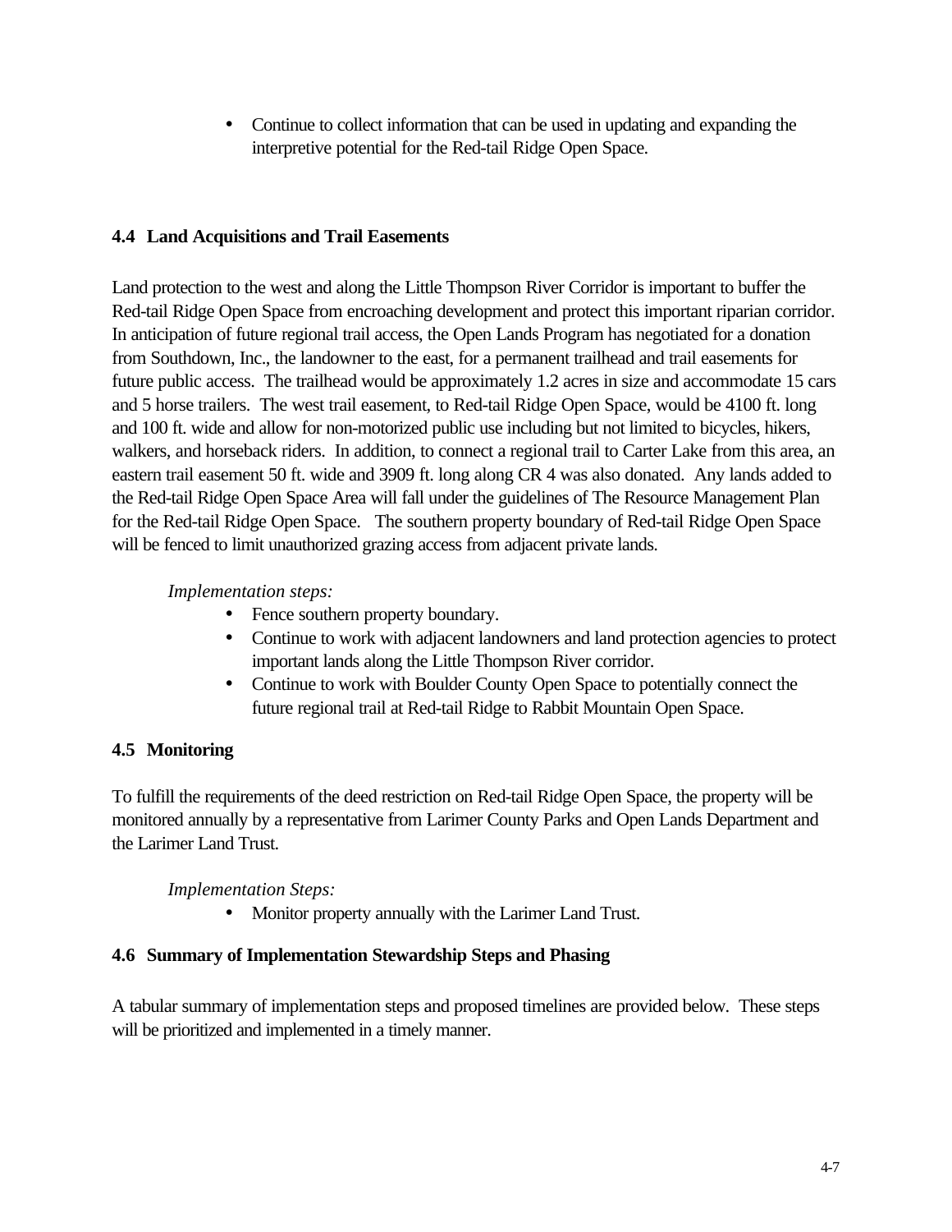- Continue to collect information that can be used in updating and expanding the interpretive potential for the Red-tail Ridge Open Space.

### 4.4 Land Acquisitions and Trail Easements

Land protection to the west and along the Little Thompson River Corridor is important to buffer the Red-tail Ridge Open Space from encroaching development and protect this important riparian corridor. In anticipation of future regional trail access, the Open Lands Program has negotiated for a donation from Southdown, Inc., the landowner to the east, for a permanent trailhead and trail easements for future public access. The trailhead would be approximately 1.2 acres in size and accommodate 15 cars and 5 horse trailers. The west trail easement, to Red-tail Ridge Open Space, would be 4100 ft. long and 100 ft. wide and allow for non-motorized public use including but not limited to bicycles, hikers, walkers, and horseback riders. In addition, to connect a regional trail to Carter Lake from this area, an eastern trail easement 50 ft. wide and 3909 ft. long along CR 4 was also donated. Any lands added to the Red-tail Ridge Open Space Area will fall under the guidelines of The Resource Management Plan for the Red-tail Ridge Open Space. The southern property boundary of Red-tail Ridge Open Space will be fenced to limit unauthorized grazing access from adjacent private lands.

*Implementation steps:*

- Fence southern property boundary.
- Continue to work with adjacent landowners and land protection agencies to protect important lands along the Little Thompson River corridor.
- Continue to work with Boulder County Open Space to potentially connect the future regional trail at Red-tail Ridge to Rabbit Mountain Open Space.

### 4.5 Monitoring

To fulfill the requirements of the deed restriction on Red-tail Ridge Open Space, the property will be monitored annually by a representative from Larimer County Parks and Open Lands Department and the Larimer Land Trust.

*Implementation Steps:*

- Monitor property annually with the Larimer Land Trust.

### 4.6 Summary of Implementation Stewardship Steps and Phasing

A tabular summary of implementation steps and proposed timelines are provided below. These steps will be prioritized and implemented in a timely manner.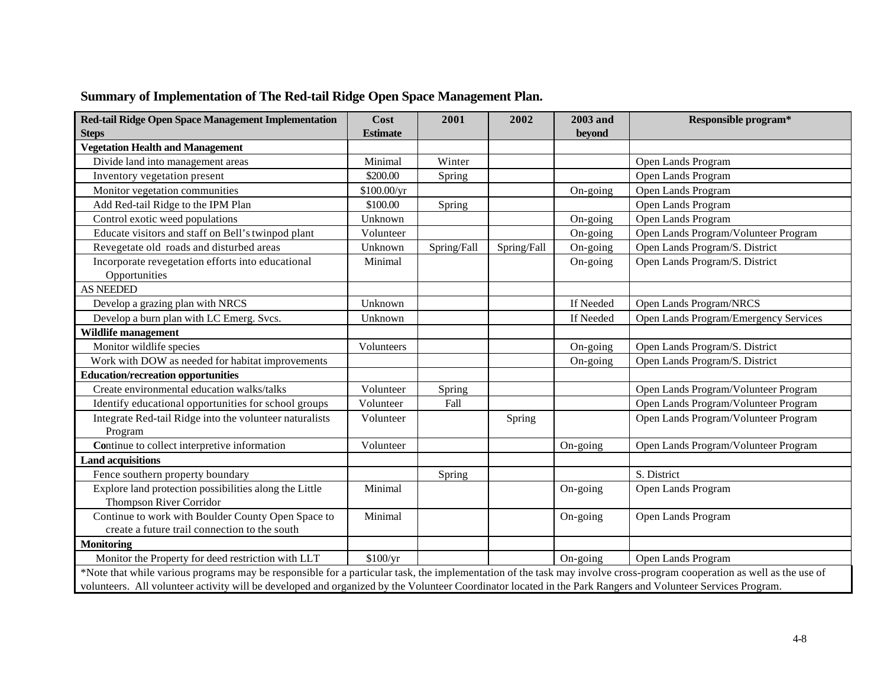## Summary of Implementation of The Red-tail Ridge Open Space Management Plan.

| Red-tail Ridge Open Space Management Implementation Steps | Cost Estimate | 2001 | 2002 | 2003 and beyond | Responsible program* |
|---|---|---|---|---|---|
| **Vegetation Health and Management** | | | | | |
| Divide land into management areas | Minimal | Winter | | | Open Lands Program |
| Inventory vegetation present | $200.00 | Spring | | | Open Lands Program |
| Monitor vegetation communities | $100.00/yr | | | On-going | Open Lands Program |
| Add Red-tail Ridge to the IPM Plan | $100.00 | Spring | | | Open Lands Program |
| Control exotic weed populations | Unknown | | | On-going | Open Lands Program |
| Educate visitors and staff on Bell's twinpod plant | Volunteer | | | On-going | Open Lands Program/Volunteer Program |
| Revegetate old roads and disturbed areas | Unknown | Spring/Fall | Spring/Fall | On-going | Open Lands Program/S. District |
| Incorporate revegetation efforts into educational Opportunities | Minimal | | | On-going | Open Lands Program/S. District |
| AS NEEDED | | | | | |
| Develop a grazing plan with NRCS | Unknown | | | If Needed | Open Lands Program/NRCS |
| Develop a burn plan with LC Emerg. Svcs. | Unknown | | | If Needed | Open Lands Program/Emergency Services |
| **Wildlife management** | | | | | |
| Monitor wildlife species | Volunteers | | | On-going | Open Lands Program/S. District |
| Work with DOW as needed for habitat improvements | | | | On-going | Open Lands Program/S. District |
| **Education/recreation opportunities** | | | | | |
| Create environmental education walks/talks | Volunteer | Spring | | | Open Lands Program/Volunteer Program |
| Identify educational opportunities for school groups | Volunteer | Fall | | | Open Lands Program/Volunteer Program |
| Integrate Red-tail Ridge into the volunteer naturalists Program | Volunteer | | Spring | | Open Lands Program/Volunteer Program |
| Continue to collect interpretive information | Volunteer | | | On-going | Open Lands Program/Volunteer Program |
| **Land acquisitions** | | | | | |
| Fence southern property boundary | | Spring | | | S. District |
| Explore land protection possibilities along the Little Thompson River Corridor | Minimal | | | On-going | Open Lands Program |
| Continue to work with Boulder County Open Space to create a future trail connection to the south | Minimal | | | On-going | Open Lands Program |
| **Monitoring** | | | | | |
| Monitor the Property for deed restriction with LLT | $100/yr | | | On-going | Open Lands Program |

*Note that while various programs may be responsible for a particular task, the implementation of the task may involve cross-program cooperation as well as the use of volunteers. All volunteer activity will be developed and organized by the Volunteer Coordinator located in the Park Rangers and Volunteer Services Program.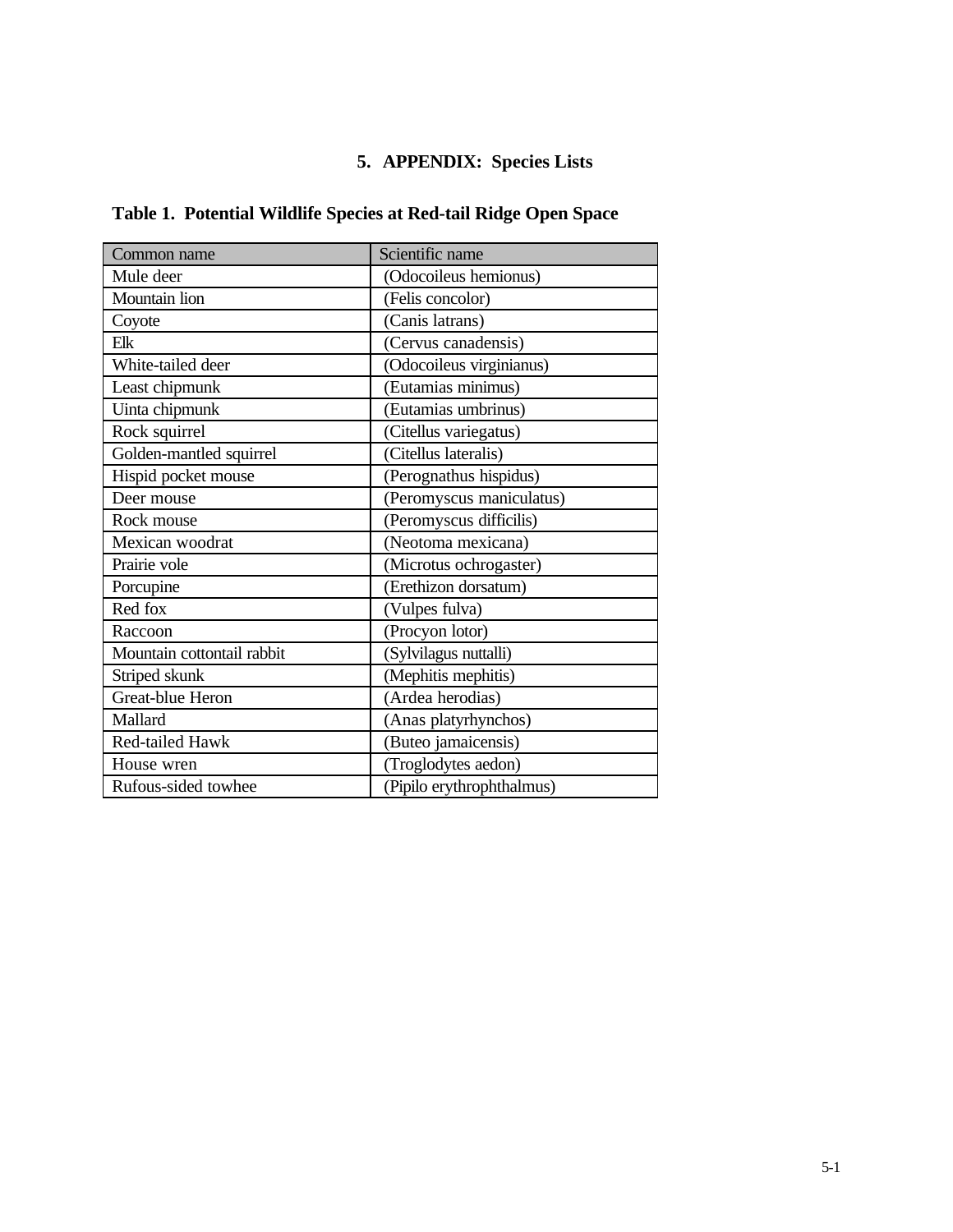# 5. APPENDIX: Species Lists

**Table 1. Potential Wildlife Species at Red-tail Ridge Open Space**

| Common name | Scientific name |
|---|---|
| Mule deer | (Odocoileus hemionus) |
| Mountain lion | (Felis concolor) |
| Coyote | (Canis latrans) |
| Elk | (Cervus canadensis) |
| White-tailed deer | (Odocoileus virginianus) |
| Least chipmunk | (Eutamias minimus) |
| Uinta chipmunk | (Eutamias umbrinus) |
| Rock squirrel | (Citellus variegatus) |
| Golden-mantled squirrel | (Citellus lateralis) |
| Hispid pocket mouse | (Perognathus hispidus) |
| Deer mouse | (Peromyscus maniculatus) |
| Rock mouse | (Peromyscus difficilis) |
| Mexican woodrat | (Neotoma mexicana) |
| Prairie vole | (Microtus ochrogaster) |
| Porcupine | (Erethizon dorsatum) |
| Red fox | (Vulpes fulva) |
| Raccoon | (Procyon lotor) |
| Mountain cottontail rabbit | (Sylvilagus nuttalli) |
| Striped skunk | (Mephitis mephitis) |
| Great-blue Heron | (Ardea herodias) |
| Mallard | (Anas platyrhynchos) |
| Red-tailed Hawk | (Buteo jamaicensis) |
| House wren | (Troglodytes aedon) |
| Rufous-sided towhee | (Pipilo erythrophthalmus) |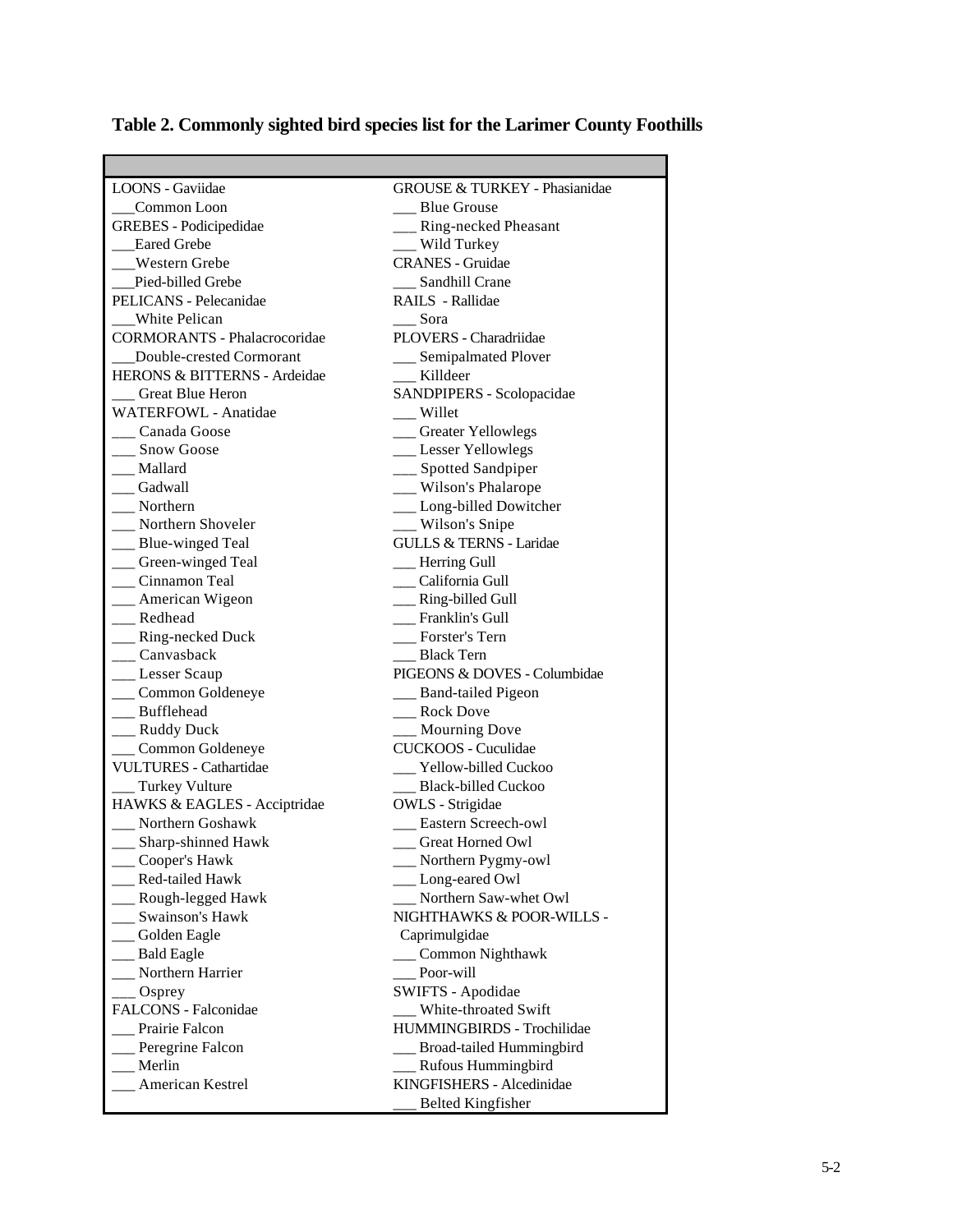**Table 2. Commonly sighted bird species list for the Larimer County Foothills**

| | |
|---|---|
| LOONS - Gaviidae | GROUSE & TURKEY - Phasianidae |
| ___Common Loon | ___ Blue Grouse |
| GREBES - Podicipedidae | ___ Ring-necked Pheasant |
| ___Eared Grebe | ___ Wild Turkey |
| ___Western Grebe | CRANES - Gruidae |
| ___Pied-billed Grebe | ___ Sandhill Crane |
| PELICANS - Pelecanidae | RAILS - Rallidae |
| ___White Pelican | ___ Sora |
| CORMORANTS - Phalacrocoridae | PLOVERS - Charadriidae |
| ___Double-crested Cormorant | ___ Semipalmated Plover |
| HERONS & BITTERNS - Ardeidae | ___ Killdeer |
| ___ Great Blue Heron | SANDPIPERS - Scolopacidae |
| WATERFOWL - Anatidae | ___ Willet |
| ___ Canada Goose | ___ Greater Yellowlegs |
| ___ Snow Goose | ___ Lesser Yellowlegs |
| ___ Mallard | ___ Spotted Sandpiper |
| ___ Gadwall | ___ Wilson's Phalarope |
| ___ Northern | ___ Long-billed Dowitcher |
| ___ Northern Shoveler | ___ Wilson's Snipe |
| ___ Blue-winged Teal | GULLS & TERNS - Laridae |
| ___ Green-winged Teal | ___ Herring Gull |
| ___ Cinnamon Teal | ___ California Gull |
| ___ American Wigeon | ___ Ring-billed Gull |
| ___ Redhead | ___ Franklin's Gull |
| ___ Ring-necked Duck | ___ Forster's Tern |
| ___ Canvasback | ___ Black Tern |
| ___ Lesser Scaup | PIGEONS & DOVES - Columbidae |
| ___ Common Goldeneye | ___ Band-tailed Pigeon |
| ___ Bufflehead | ___ Rock Dove |
| ___ Ruddy Duck | ___ Mourning Dove |
| ___ Common Goldeneye | CUCKOOS - Cuculidae |
| VULTURES - Cathartidae | ___ Yellow-billed Cuckoo |
| ___ Turkey Vulture | ___ Black-billed Cuckoo |
| HAWKS & EAGLES - Acciptridae | OWLS - Strigidae |
| ___ Northern Goshawk | ___ Eastern Screech-owl |
| ___ Sharp-shinned Hawk | ___ Great Horned Owl |
| ___ Cooper's Hawk | ___ Northern Pygmy-owl |
| ___ Red-tailed Hawk | ___ Long-eared Owl |
| ___ Rough-legged Hawk | ___ Northern Saw-whet Owl |
| ___ Swainson's Hawk | NIGHTHAWKS & POOR-WILLS - Caprimulgidae |
| ___ Golden Eagle | ___ Common Nighthawk |
| ___ Bald Eagle | ___ Poor-will |
| ___ Northern Harrier | SWIFTS - Apodidae |
| ___ Osprey | ___ White-throated Swift |
| FALCONS - Falconidae | HUMMINGBIRDS - Trochilidae |
| ___ Prairie Falcon | ___ Broad-tailed Hummingbird |
| ___ Peregrine Falcon | ___ Rufous Hummingbird |
| ___ Merlin | KINGFISHERS - Alcedinidae |
| ___ American Kestrel | ___ Belted Kingfisher |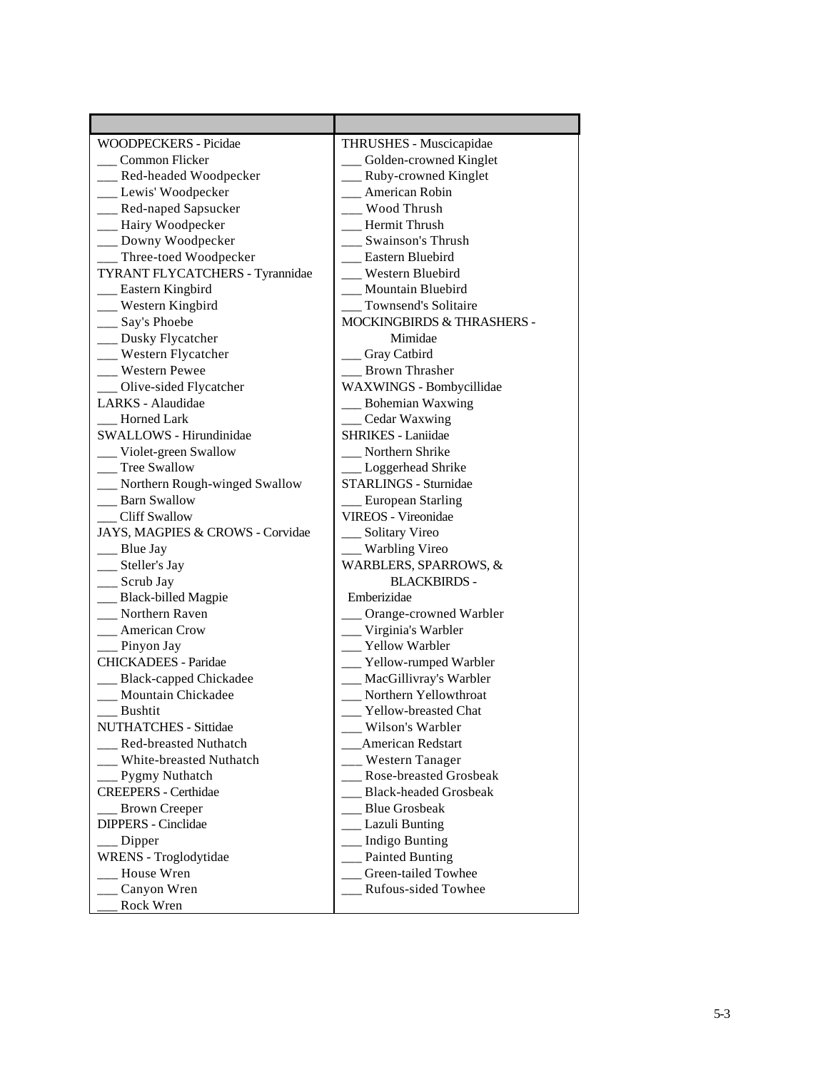| | |
|---|---|
| WOODPECKERS - Picidae | THRUSHES - Muscicapidae |
| ___ Common Flicker | ___ Golden-crowned Kinglet |
| ___ Red-headed Woodpecker | ___ Ruby-crowned Kinglet |
| ___ Lewis' Woodpecker | ___ American Robin |
| ___ Red-naped Sapsucker | ___ Wood Thrush |
| ___ Hairy Woodpecker | ___ Hermit Thrush |
| ___ Downy Woodpecker | ___ Swainson's Thrush |
| ___ Three-toed Woodpecker | ___ Eastern Bluebird |
| TYRANT FLYCATCHERS - Tyrannidae | ___ Western Bluebird |
| ___ Eastern Kingbird | ___ Mountain Bluebird |
| ___ Western Kingbird | ___ Townsend's Solitaire |
| ___ Say's Phoebe | MOCKINGBIRDS & THRASHERS - Mimidae |
| ___ Dusky Flycatcher | ___ Gray Catbird |
| ___ Western Flycatcher | ___ Brown Thrasher |
| ___ Western Pewee | WAXWINGS - Bombycillidae |
| ___ Olive-sided Flycatcher | ___ Bohemian Waxwing |
| LARKS - Alaudidae | ___ Cedar Waxwing |
| ___ Horned Lark | SHRIKES - Laniidae |
| SWALLOWS - Hirundinidae | ___ Northern Shrike |
| ___ Violet-green Swallow | ___ Loggerhead Shrike |
| ___ Tree Swallow | STARLINGS - Sturnidae |
| ___ Northern Rough-winged Swallow | ___ European Starling |
| ___ Barn Swallow | VIREOS - Vireonidae |
| ___ Cliff Swallow | ___ Solitary Vireo |
| JAYS, MAGPIES & CROWS - Corvidae | ___ Warbling Vireo |
| ___ Blue Jay | WARBLERS, SPARROWS, & BLACKBIRDS - Emberizidae |
| ___ Steller's Jay | ___ Orange-crowned Warbler |
| ___ Scrub Jay | ___ Virginia's Warbler |
| ___ Black-billed Magpie | ___ Yellow Warbler |
| ___ Northern Raven | ___ Yellow-rumped Warbler |
| ___ American Crow | ___ MacGillivray's Warbler |
| ___ Pinyon Jay | ___ Northern Yellowthroat |
| CHICKADEES - Paridae | ___ Yellow-breasted Chat |
| ___ Black-capped Chickadee | ___ Wilson's Warbler |
| ___ Mountain Chickadee | ___ American Redstart |
| ___ Bushtit | ___ Western Tanager |
| NUTHATCHES - Sittidae | ___ Rose-breasted Grosbeak |
| ___ Red-breasted Nuthatch | ___ Black-headed Grosbeak |
| ___ White-breasted Nuthatch | ___ Blue Grosbeak |
| ___ Pygmy Nuthatch | ___ Lazuli Bunting |
| CREEPERS - Certhidae | ___ Indigo Bunting |
| ___ Brown Creeper | ___ Painted Bunting |
| DIPPERS - Cinclidae | ___ Green-tailed Towhee |
| ___ Dipper | ___ Rufous-sided Towhee |
| WRENS - Troglodytidae | |
| ___ House Wren | |
| ___ Canyon Wren | |
| ___ Rock Wren | |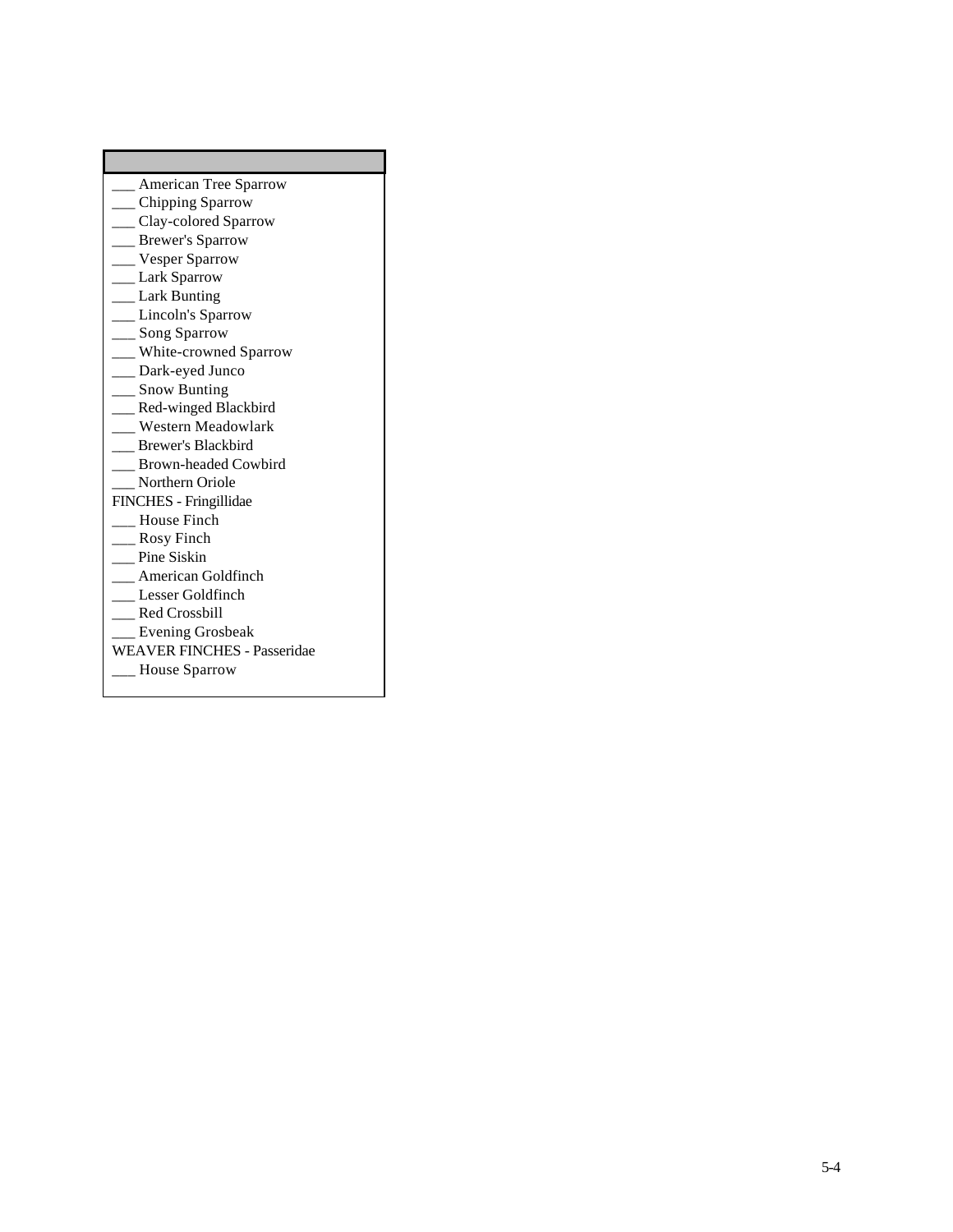___ American Tree Sparrow
___ Chipping Sparrow
___ Clay-colored Sparrow
___ Brewer's Sparrow
___ Vesper Sparrow
___ Lark Sparrow
___ Lark Bunting
___ Lincoln's Sparrow
___ Song Sparrow
___ White-crowned Sparrow
___ Dark-eyed Junco
___ Snow Bunting
___ Red-winged Blackbird
___ Western Meadowlark
___ Brewer's Blackbird
___ Brown-headed Cowbird
___ Northern Oriole

FINCHES - Fringillidae

___ House Finch
___ Rosy Finch
___ Pine Siskin
___ American Goldfinch
___ Lesser Goldfinch
___ Red Crossbill
___ Evening Grosbeak

WEAVER FINCHES - Passeridae

___ House Sparrow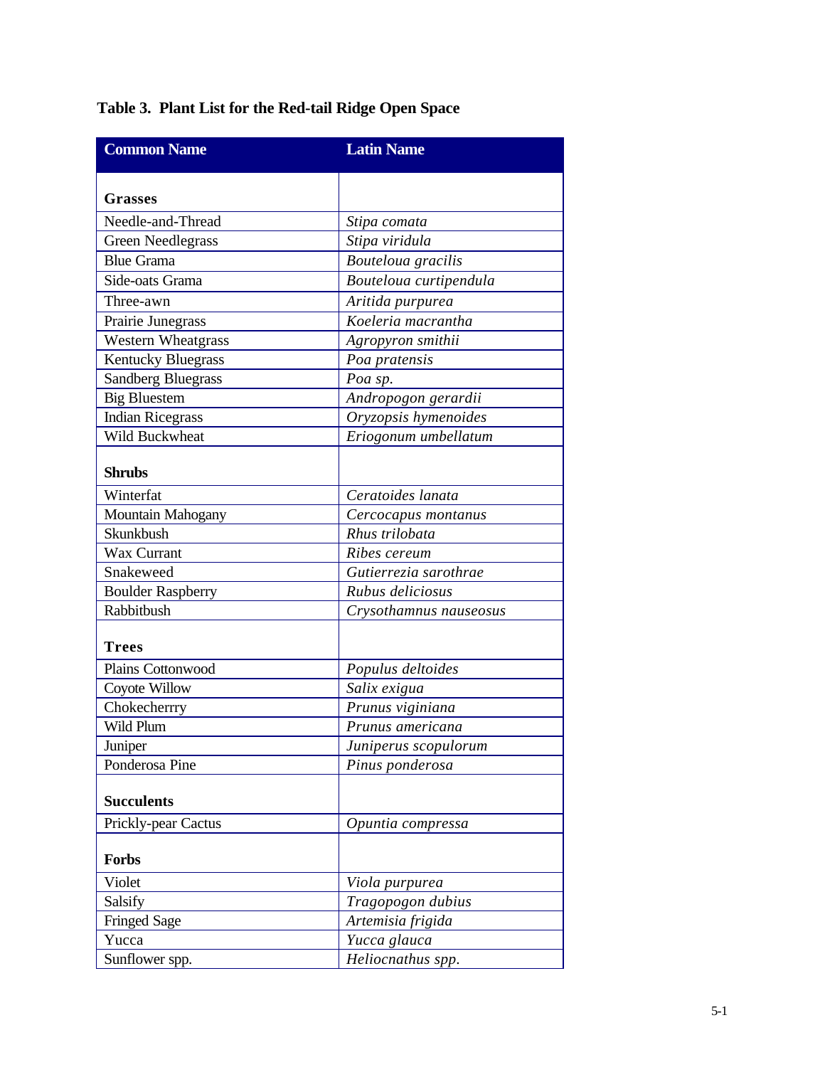**Table 3. Plant List for the Red-tail Ridge Open Space**

| Common Name | Latin Name |
|---|---|
| **Grasses** | |
| Needle-and-Thread | *Stipa comata* |
| Green Needlegrass | *Stipa viridula* |
| Blue Grama | *Bouteloua gracilis* |
| Side-oats Grama | *Bouteloua curtipendula* |
| Three-awn | *Aritida purpurea* |
| Prairie Junegrass | *Koeleria macrantha* |
| Western Wheatgrass | *Agropyron smithii* |
| Kentucky Bluegrass | *Poa pratensis* |
| Sandberg Bluegrass | *Poa sp.* |
| Big Bluestem | *Andropogon gerardii* |
| Indian Ricegrass | *Oryzopsis hymenoides* |
| Wild Buckwheat | *Eriogonum umbellatum* |
| **Shrubs** | |
| Winterfat | *Ceratoides lanata* |
| Mountain Mahogany | *Cercocapus montanus* |
| Skunkbush | *Rhus trilobata* |
| Wax Currant | *Ribes cereum* |
| Snakeweed | *Gutierrezia sarothrae* |
| Boulder Raspberry | *Rubus deliciosus* |
| Rabbitbush | *Crysothamnus nauseosus* |
| **Trees** | |
| Plains Cottonwood | *Populus deltoides* |
| Coyote Willow | *Salix exigua* |
| Chokecherrry | *Prunus viginiana* |
| Wild Plum | *Prunus americana* |
| Juniper | *Juniperus scopulorum* |
| Ponderosa Pine | *Pinus ponderosa* |
| **Succulents** | |
| Prickly-pear Cactus | *Opuntia compressa* |
| **Forbs** | |
| Violet | *Viola purpurea* |
| Salsify | *Tragopogon dubius* |
| Fringed Sage | *Artemisia frigida* |
| Yucca | *Yucca glauca* |
| Sunflower spp. | *Heliocnathus spp.* |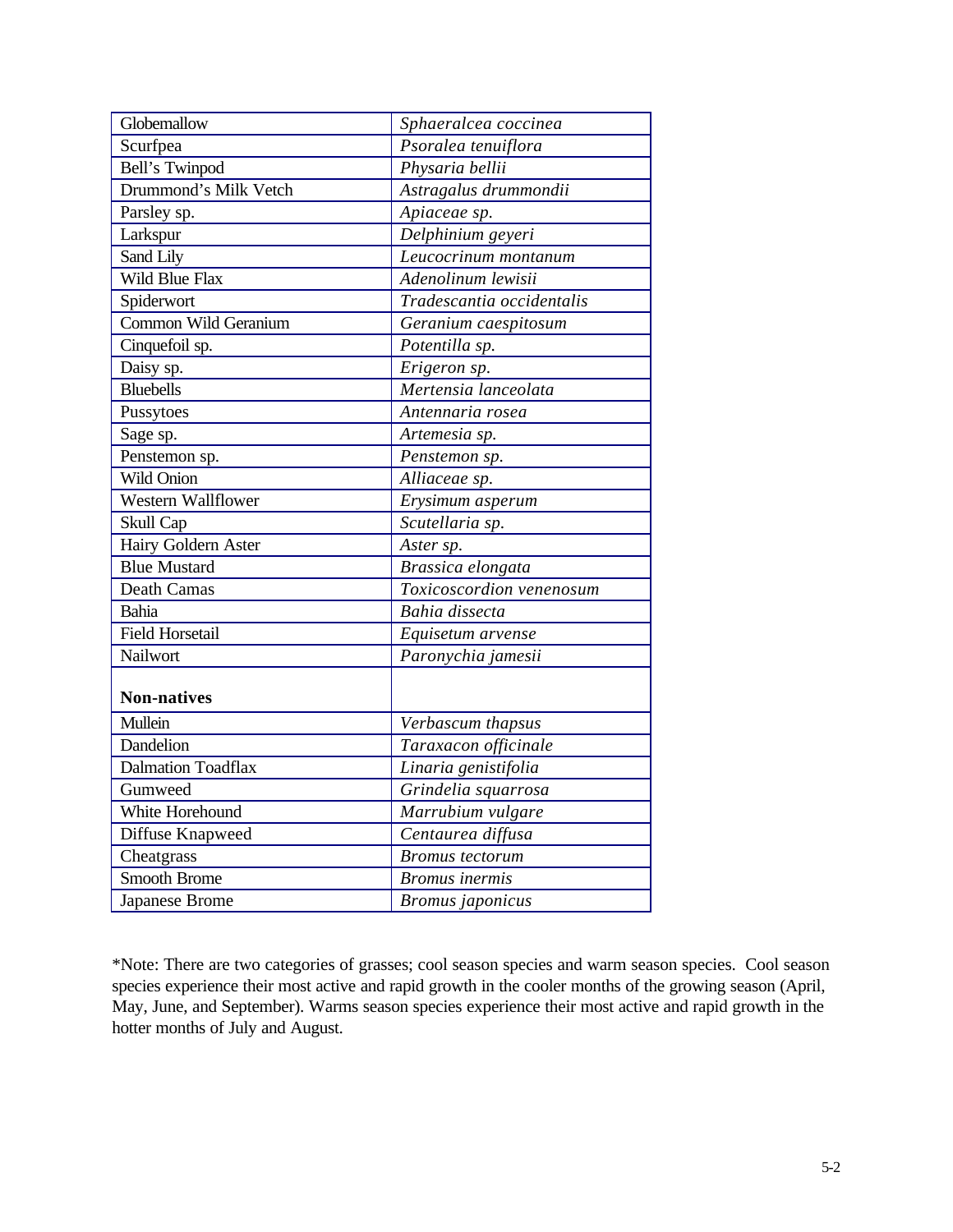| Globemallow | *Sphaeralcea coccinea* |
|---|---|
| Scurfpea | *Psoralea tenuiflora* |
| Bell's Twinpod | *Physaria bellii* |
| Drummond's Milk Vetch | *Astragalus drummondii* |
| Parsley sp. | *Apiaceae sp.* |
| Larkspur | *Delphinium geyeri* |
| Sand Lily | *Leucocrinum montanum* |
| Wild Blue Flax | *Adenolinum lewisii* |
| Spiderwort | *Tradescantia occidentalis* |
| Common Wild Geranium | *Geranium caespitosum* |
| Cinquefoil sp. | *Potentilla sp.* |
| Daisy sp. | *Erigeron sp.* |
| Bluebells | *Mertensia lanceolata* |
| Pussytoes | *Antennaria rosea* |
| Sage sp. | *Artemesia sp.* |
| Penstemon sp. | *Penstemon sp.* |
| Wild Onion | *Alliaceae sp.* |
| Western Wallflower | *Erysimum asperum* |
| Skull Cap | *Scutellaria sp.* |
| Hairy Goldern Aster | *Aster sp.* |
| Blue Mustard | *Brassica elongata* |
| Death Camas | *Toxicoscordion venenosum* |
| Bahia | *Bahia dissecta* |
| Field Horsetail | *Equisetum arvense* |
| Nailwort | *Paronychia jamesii* |
| **Non-natives** | |
| Mullein | *Verbascum thapsus* |
| Dandelion | *Taraxacon officinale* |
| Dalmation Toadflax | *Linaria genistifolia* |
| Gumweed | *Grindelia squarrosa* |
| White Horehound | *Marrubium vulgare* |
| Diffuse Knapweed | *Centaurea diffusa* |
| Cheatgrass | *Bromus tectorum* |
| Smooth Brome | *Bromus inermis* |
| Japanese Brome | *Bromus japonicus* |

*Note: There are two categories of grasses; cool season species and warm season species. Cool season species experience their most active and rapid growth in the cooler months of the growing season (April, May, June, and September). Warms season species experience their most active and rapid growth in the hotter months of July and August.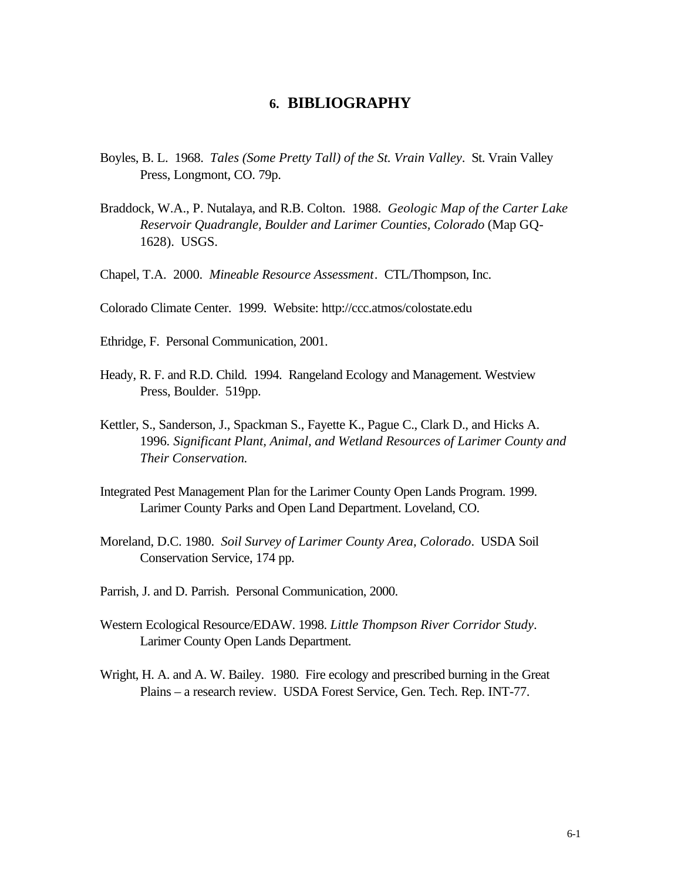# 6. BIBLIOGRAPHY

Boyles, B. L. 1968. *Tales (Some Pretty Tall) of the St. Vrain Valley*. St. Vrain Valley Press, Longmont, CO. 79p.

Braddock, W.A., P. Nutalaya, and R.B. Colton. 1988. *Geologic Map of the Carter Lake Reservoir Quadrangle, Boulder and Larimer Counties, Colorado* (Map GQ-1628). USGS.

Chapel, T.A. 2000. *Mineable Resource Assessment*. CTL/Thompson, Inc.

Colorado Climate Center. 1999. Website: http://ccc.atmos/colostate.edu

Ethridge, F. Personal Communication, 2001.

Heady, R. F. and R.D. Child. 1994. Rangeland Ecology and Management. Westview Press, Boulder. 519pp.

Kettler, S., Sanderson, J., Spackman S., Fayette K., Pague C., Clark D., and Hicks A. 1996. *Significant Plant, Animal, and Wetland Resources of Larimer County and Their Conservation.*

Integrated Pest Management Plan for the Larimer County Open Lands Program. 1999. Larimer County Parks and Open Land Department. Loveland, CO.

Moreland, D.C. 1980. *Soil Survey of Larimer County Area, Colorado*. USDA Soil Conservation Service, 174 pp.

Parrish, J. and D. Parrish. Personal Communication, 2000.

Western Ecological Resource/EDAW. 1998. *Little Thompson River Corridor Study*. Larimer County Open Lands Department.

Wright, H. A. and A. W. Bailey. 1980. Fire ecology and prescribed burning in the Great Plains – a research review. USDA Forest Service, Gen. Tech. Rep. INT-77.